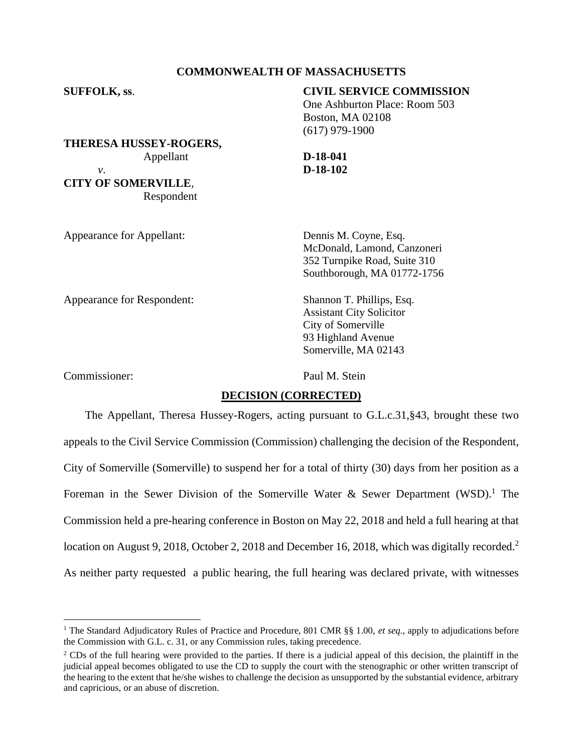**COMMONWEALTH OF MASSACHUSETTS**

**SUFFOLK, ss**.

**CIVIL SERVICE COMMISSION**
One Ashburton Place: Room 503
Boston, MA 02108
(617) 979-1900

**THERESA HUSSEY-ROGERS,**
Appellant

*v*.

**CITY OF SOMERVILLE**,
Respondent

**D-18-041**
**D-18-102**

Appearance for Appellant: Dennis M. Coyne, Esq.
McDonald, Lamond, Canzoneri
352 Turnpike Road, Suite 310
Southborough, MA 01772-1756

Appearance for Respondent: Shannon T. Phillips, Esq.
Assistant City Solicitor
City of Somerville
93 Highland Avenue
Somerville, MA 02143

Commissioner: Paul M. Stein

**DECISION (CORRECTED)**

The Appellant, Theresa Hussey-Rogers, acting pursuant to G.L.c.31,§43, brought these two appeals to the Civil Service Commission (Commission) challenging the decision of the Respondent, City of Somerville (Somerville) to suspend her for a total of thirty (30) days from her position as a Foreman in the Sewer Division of the Somerville Water & Sewer Department (WSD).[1] The Commission held a pre-hearing conference in Boston on May 22, 2018 and held a full hearing at that location on August 9, 2018, October 2, 2018 and December 16, 2018, which was digitally recorded.[2] As neither party requested a public hearing, the full hearing was declared private, with witnesses

---

[1] The Standard Adjudicatory Rules of Practice and Procedure, 801 CMR §§ 1.00, *et seq*., apply to adjudications before the Commission with G.L. c. 31, or any Commission rules, taking precedence.

[2] CDs of the full hearing were provided to the parties. If there is a judicial appeal of this decision, the plaintiff in the judicial appeal becomes obligated to use the CD to supply the court with the stenographic or other written transcript of the hearing to the extent that he/she wishes to challenge the decision as unsupported by the substantial evidence, arbitrary and capricious, or an abuse of discretion.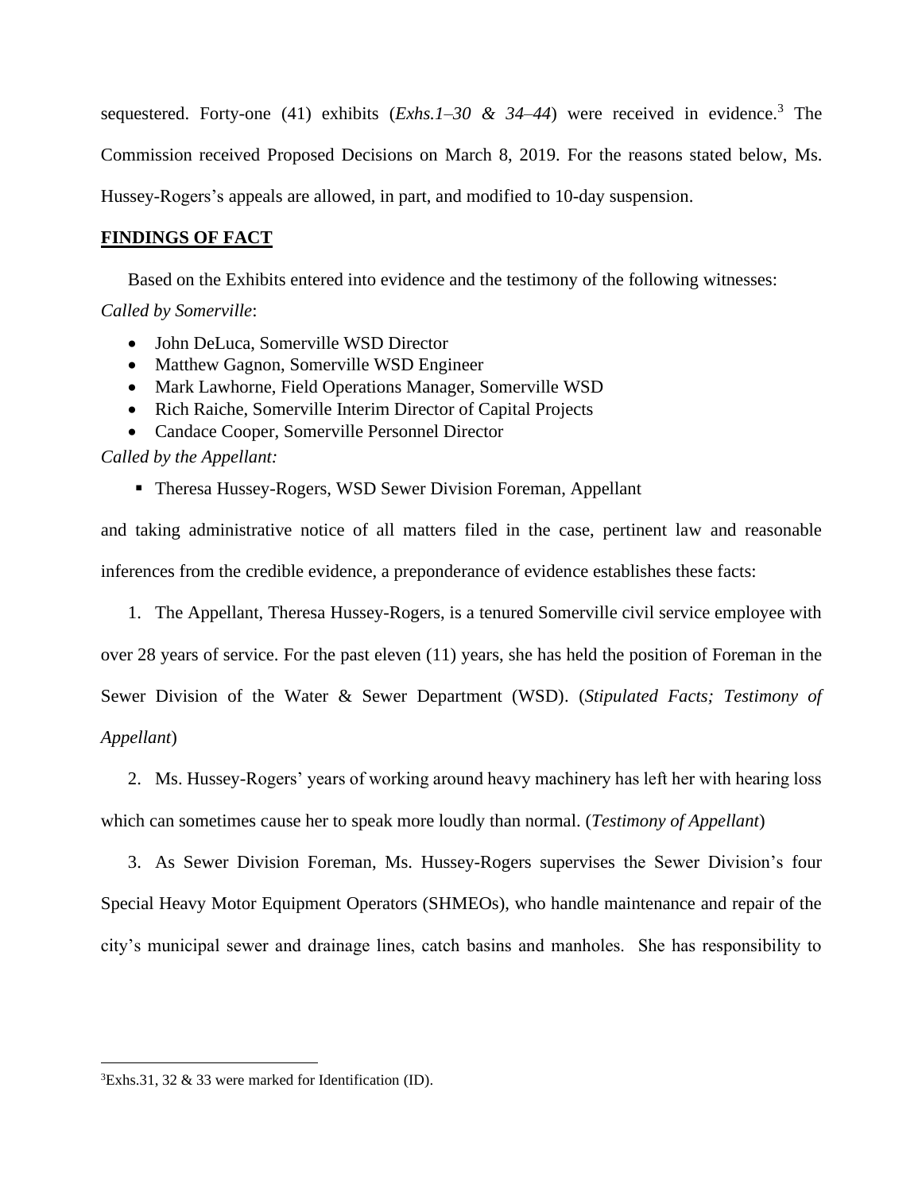sequestered. Forty-one (41) exhibits (*Exhs.1–30 & 34–44*) were received in evidence.[3] The Commission received Proposed Decisions on March 8, 2019. For the reasons stated below, Ms. Hussey-Rogers's appeals are allowed, in part, and modified to 10-day suspension.

## FINDINGS OF FACT

Based on the Exhibits entered into evidence and the testimony of the following witnesses:

*Called by Somerville*:

- John DeLuca, Somerville WSD Director
- Matthew Gagnon, Somerville WSD Engineer
- Mark Lawhorne, Field Operations Manager, Somerville WSD
- Rich Raiche, Somerville Interim Director of Capital Projects
- Candace Cooper, Somerville Personnel Director

*Called by the Appellant:*

- Theresa Hussey-Rogers, WSD Sewer Division Foreman, Appellant

and taking administrative notice of all matters filed in the case, pertinent law and reasonable inferences from the credible evidence, a preponderance of evidence establishes these facts:

1. The Appellant, Theresa Hussey-Rogers, is a tenured Somerville civil service employee with over 28 years of service. For the past eleven (11) years, she has held the position of Foreman in the Sewer Division of the Water & Sewer Department (WSD). (*Stipulated Facts; Testimony of Appellant*)

2. Ms. Hussey-Rogers' years of working around heavy machinery has left her with hearing loss which can sometimes cause her to speak more loudly than normal. (*Testimony of Appellant*)

3. As Sewer Division Foreman, Ms. Hussey-Rogers supervises the Sewer Division's four Special Heavy Motor Equipment Operators (SHMEOs), who handle maintenance and repair of the city's municipal sewer and drainage lines, catch basins and manholes. She has responsibility to

[3] Exhs.31, 32 & 33 were marked for Identification (ID).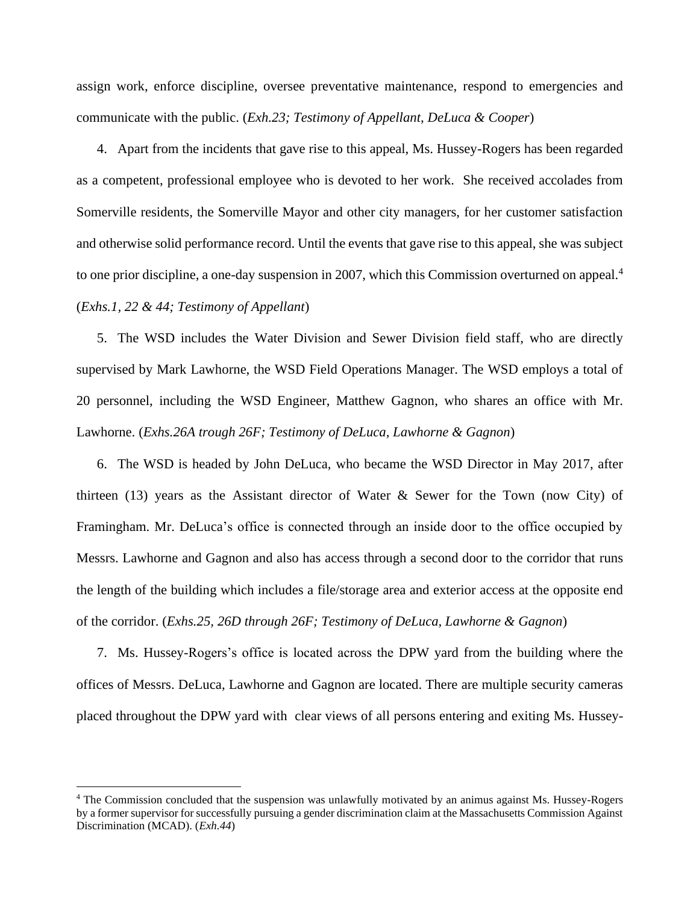assign work, enforce discipline, oversee preventative maintenance, respond to emergencies and communicate with the public. (*Exh.23; Testimony of Appellant, DeLuca & Cooper*)

4. Apart from the incidents that gave rise to this appeal, Ms. Hussey-Rogers has been regarded as a competent, professional employee who is devoted to her work. She received accolades from Somerville residents, the Somerville Mayor and other city managers, for her customer satisfaction and otherwise solid performance record. Until the events that gave rise to this appeal, she was subject to one prior discipline, a one-day suspension in 2007, which this Commission overturned on appeal.[4] (*Exhs.1, 22 & 44; Testimony of Appellant*)

5. The WSD includes the Water Division and Sewer Division field staff, who are directly supervised by Mark Lawhorne, the WSD Field Operations Manager. The WSD employs a total of 20 personnel, including the WSD Engineer, Matthew Gagnon, who shares an office with Mr. Lawhorne. (*Exhs.26A trough 26F; Testimony of DeLuca, Lawhorne & Gagnon*)

6. The WSD is headed by John DeLuca, who became the WSD Director in May 2017, after thirteen (13) years as the Assistant director of Water & Sewer for the Town (now City) of Framingham. Mr. DeLuca's office is connected through an inside door to the office occupied by Messrs. Lawhorne and Gagnon and also has access through a second door to the corridor that runs the length of the building which includes a file/storage area and exterior access at the opposite end of the corridor. (*Exhs.25, 26D through 26F; Testimony of DeLuca, Lawhorne & Gagnon*)

7. Ms. Hussey-Rogers's office is located across the DPW yard from the building where the offices of Messrs. DeLuca, Lawhorne and Gagnon are located. There are multiple security cameras placed throughout the DPW yard with clear views of all persons entering and exiting Ms. Hussey-

---

[4] The Commission concluded that the suspension was unlawfully motivated by an animus against Ms. Hussey-Rogers by a former supervisor for successfully pursuing a gender discrimination claim at the Massachusetts Commission Against Discrimination (MCAD). (*Exh.44*)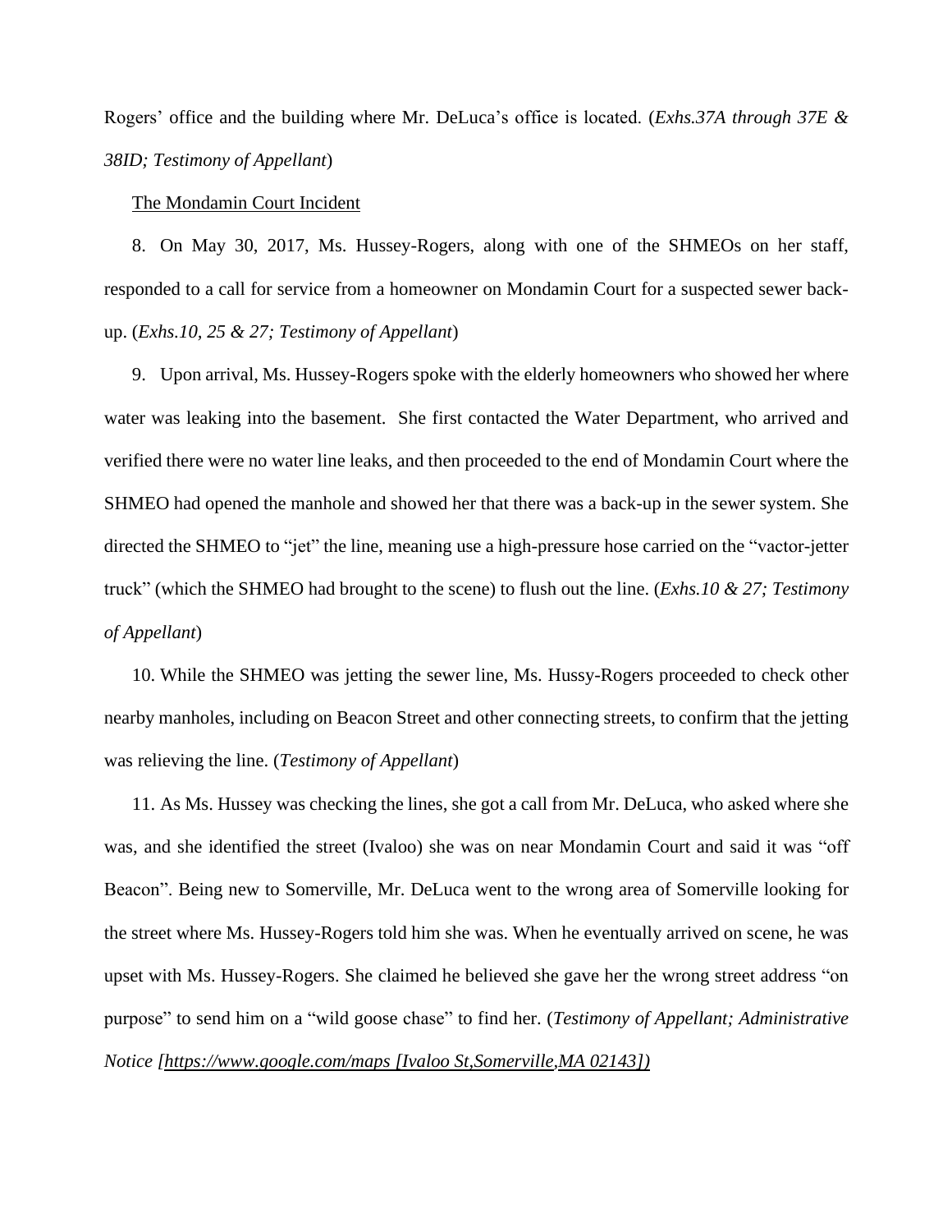Rogers' office and the building where Mr. DeLuca's office is located. (*Exhs.37A through 37E & 38ID; Testimony of Appellant*)

<u>The Mondamin Court Incident</u>

8. On May 30, 2017, Ms. Hussey-Rogers, along with one of the SHMEOs on her staff, responded to a call for service from a homeowner on Mondamin Court for a suspected sewer back-up. (*Exhs.10, 25 & 27; Testimony of Appellant*)

9. Upon arrival, Ms. Hussey-Rogers spoke with the elderly homeowners who showed her where water was leaking into the basement. She first contacted the Water Department, who arrived and verified there were no water line leaks, and then proceeded to the end of Mondamin Court where the SHMEO had opened the manhole and showed her that there was a back-up in the sewer system. She directed the SHMEO to "jet" the line, meaning use a high-pressure hose carried on the "vactor-jetter truck" (which the SHMEO had brought to the scene) to flush out the line. (*Exhs.10 & 27; Testimony of Appellant*)

10. While the SHMEO was jetting the sewer line, Ms. Hussy-Rogers proceeded to check other nearby manholes, including on Beacon Street and other connecting streets, to confirm that the jetting was relieving the line. (*Testimony of Appellant*)

11. As Ms. Hussey was checking the lines, she got a call from Mr. DeLuca, who asked where she was, and she identified the street (Ivaloo) she was on near Mondamin Court and said it was "off Beacon". Being new to Somerville, Mr. DeLuca went to the wrong area of Somerville looking for the street where Ms. Hussey-Rogers told him she was. When he eventually arrived on scene, he was upset with Ms. Hussey-Rogers. She claimed he believed she gave her the wrong street address "on purpose" to send him on a "wild goose chase" to find her. (*Testimony of Appellant; Administrative Notice [<u>https://www.google.com/maps [Ivaloo St,Somerville,MA 02143]</u>)*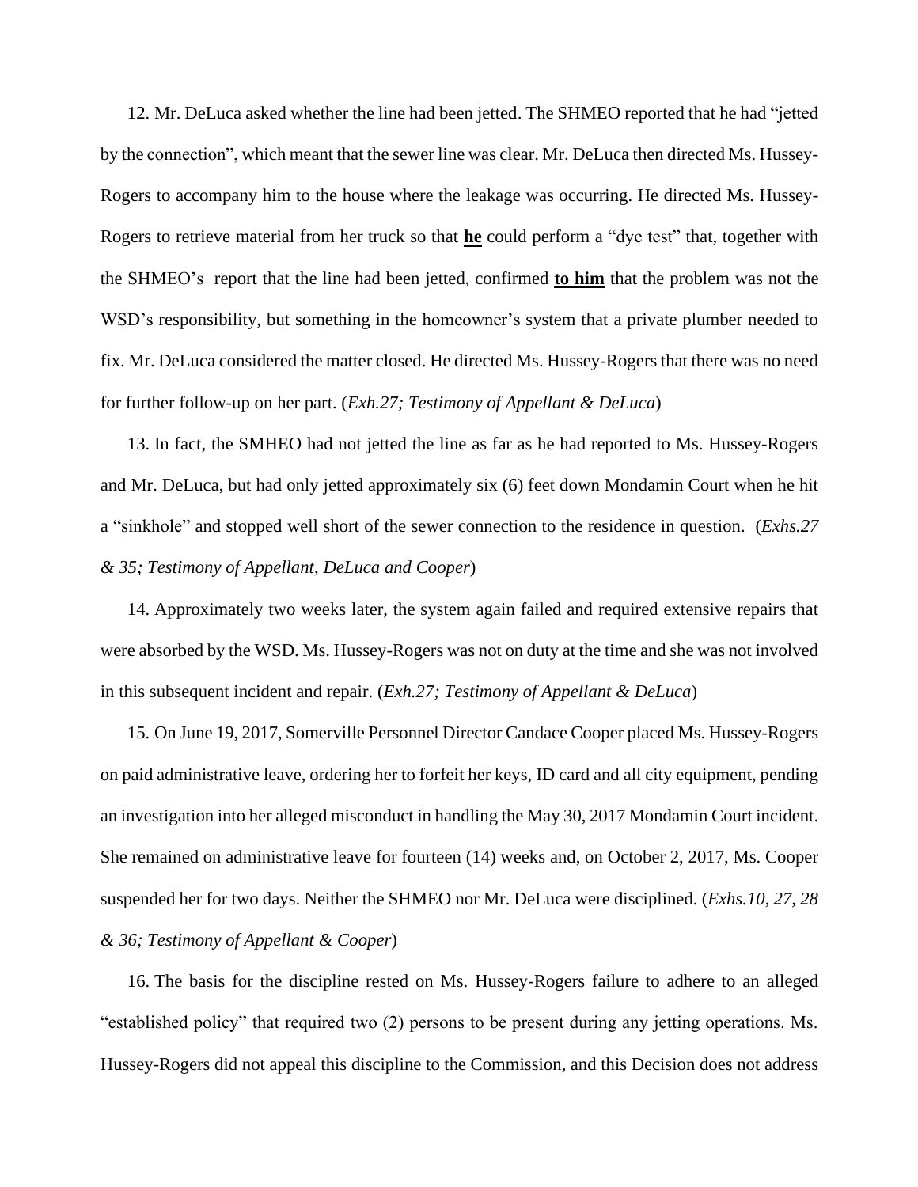12. Mr. DeLuca asked whether the line had been jetted. The SHMEO reported that he had "jetted by the connection", which meant that the sewer line was clear. Mr. DeLuca then directed Ms. Hussey-Rogers to accompany him to the house where the leakage was occurring. He directed Ms. Hussey-Rogers to retrieve material from her truck so that **he** could perform a "dye test" that, together with the SHMEO's report that the line had been jetted, confirmed **to him** that the problem was not the WSD's responsibility, but something in the homeowner's system that a private plumber needed to fix. Mr. DeLuca considered the matter closed. He directed Ms. Hussey-Rogers that there was no need for further follow-up on her part. (*Exh.27; Testimony of Appellant & DeLuca*)

13. In fact, the SMHEO had not jetted the line as far as he had reported to Ms. Hussey-Rogers and Mr. DeLuca, but had only jetted approximately six (6) feet down Mondamin Court when he hit a "sinkhole" and stopped well short of the sewer connection to the residence in question. (*Exhs.27 & 35; Testimony of Appellant, DeLuca and Cooper*)

14. Approximately two weeks later, the system again failed and required extensive repairs that were absorbed by the WSD. Ms. Hussey-Rogers was not on duty at the time and she was not involved in this subsequent incident and repair. (*Exh.27; Testimony of Appellant & DeLuca*)

15. On June 19, 2017, Somerville Personnel Director Candace Cooper placed Ms. Hussey-Rogers on paid administrative leave, ordering her to forfeit her keys, ID card and all city equipment, pending an investigation into her alleged misconduct in handling the May 30, 2017 Mondamin Court incident. She remained on administrative leave for fourteen (14) weeks and, on October 2, 2017, Ms. Cooper suspended her for two days. Neither the SHMEO nor Mr. DeLuca were disciplined. (*Exhs.10, 27, 28 & 36; Testimony of Appellant & Cooper*)

16. The basis for the discipline rested on Ms. Hussey-Rogers failure to adhere to an alleged "established policy" that required two (2) persons to be present during any jetting operations. Ms. Hussey-Rogers did not appeal this discipline to the Commission, and this Decision does not address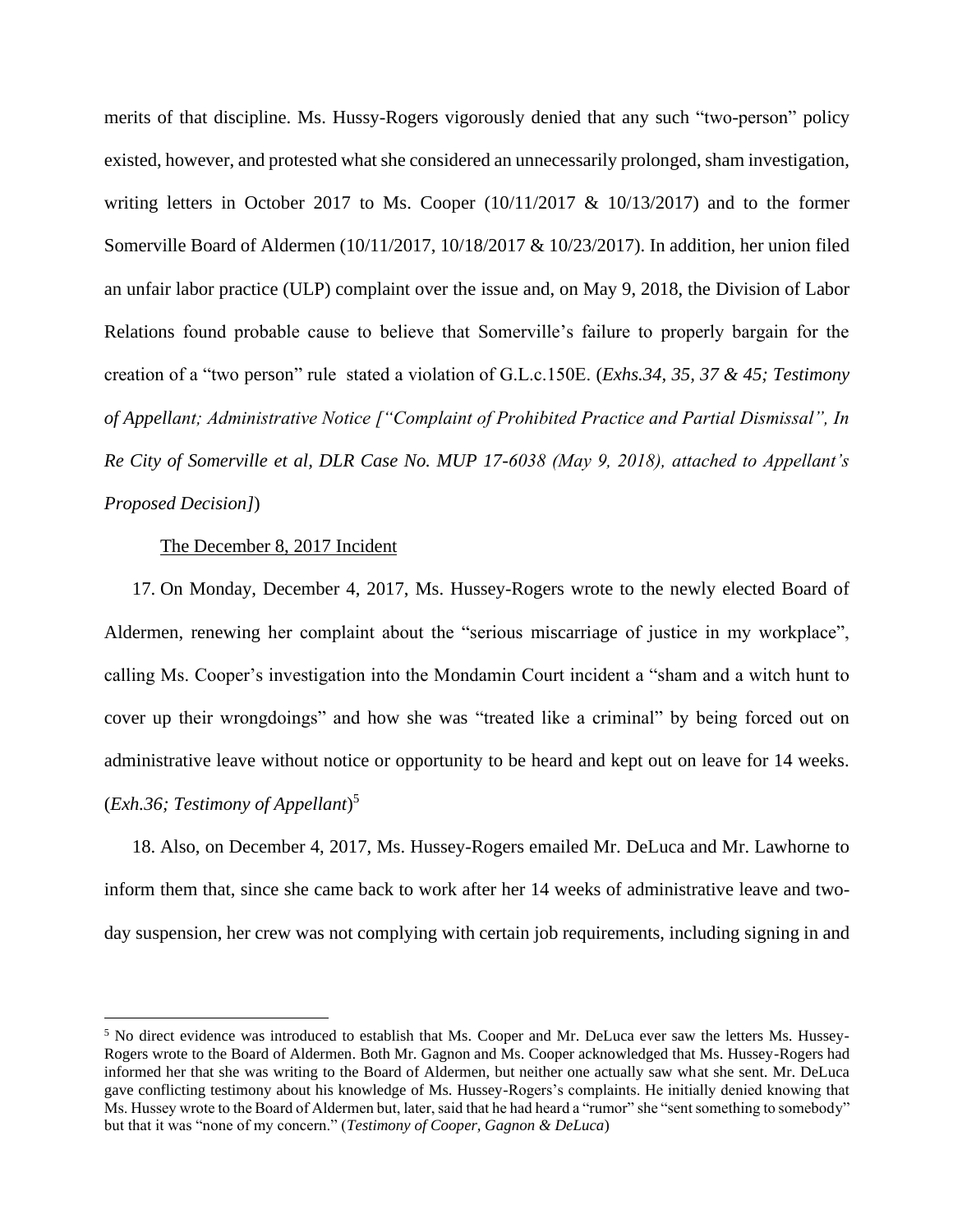merits of that discipline. Ms. Hussy-Rogers vigorously denied that any such "two-person" policy existed, however, and protested what she considered an unnecessarily prolonged, sham investigation, writing letters in October 2017 to Ms. Cooper (10/11/2017 & 10/13/2017) and to the former Somerville Board of Aldermen (10/11/2017, 10/18/2017 & 10/23/2017). In addition, her union filed an unfair labor practice (ULP) complaint over the issue and, on May 9, 2018, the Division of Labor Relations found probable cause to believe that Somerville's failure to properly bargain for the creation of a "two person" rule stated a violation of G.L.c.150E. (*Exhs.34, 35, 37 & 45; Testimony of Appellant; Administrative Notice ["Complaint of Prohibited Practice and Partial Dismissal", In Re City of Somerville et al, DLR Case No. MUP 17-6038 (May 9, 2018), attached to Appellant's Proposed Decision]*)

<u>The December 8, 2017 Incident</u>

17. On Monday, December 4, 2017, Ms. Hussey-Rogers wrote to the newly elected Board of Aldermen, renewing her complaint about the "serious miscarriage of justice in my workplace", calling Ms. Cooper's investigation into the Mondamin Court incident a "sham and a witch hunt to cover up their wrongdoings" and how she was "treated like a criminal" by being forced out on administrative leave without notice or opportunity to be heard and kept out on leave for 14 weeks. (*Exh.36; Testimony of Appellant*)[5]

18. Also, on December 4, 2017, Ms. Hussey-Rogers emailed Mr. DeLuca and Mr. Lawhorne to inform them that, since she came back to work after her 14 weeks of administrative leave and two-day suspension, her crew was not complying with certain job requirements, including signing in and

[5] No direct evidence was introduced to establish that Ms. Cooper and Mr. DeLuca ever saw the letters Ms. Hussey-Rogers wrote to the Board of Aldermen. Both Mr. Gagnon and Ms. Cooper acknowledged that Ms. Hussey-Rogers had informed her that she was writing to the Board of Aldermen, but neither one actually saw what she sent. Mr. DeLuca gave conflicting testimony about his knowledge of Ms. Hussey-Rogers's complaints. He initially denied knowing that Ms. Hussey wrote to the Board of Aldermen but, later, said that he had heard a "rumor" she "sent something to somebody" but that it was "none of my concern." (*Testimony of Cooper, Gagnon & DeLuca*)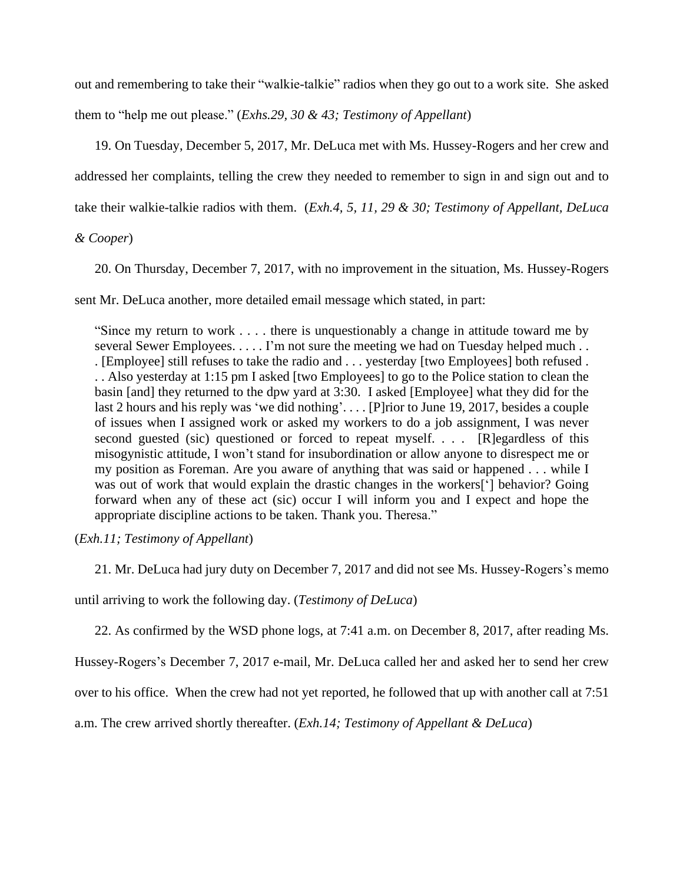out and remembering to take their "walkie-talkie" radios when they go out to a work site. She asked them to "help me out please." (*Exhs.29, 30 & 43; Testimony of Appellant*)

19. On Tuesday, December 5, 2017, Mr. DeLuca met with Ms. Hussey-Rogers and her crew and addressed her complaints, telling the crew they needed to remember to sign in and sign out and to take their walkie-talkie radios with them. (*Exh.4, 5, 11, 29 & 30; Testimony of Appellant, DeLuca & Cooper*)

20. On Thursday, December 7, 2017, with no improvement in the situation, Ms. Hussey-Rogers sent Mr. DeLuca another, more detailed email message which stated, in part:

> "Since my return to work . . . . there is unquestionably a change in attitude toward me by several Sewer Employees. . . . . I'm not sure the meeting we had on Tuesday helped much . . . [Employee] still refuses to take the radio and . . . yesterday [two Employees] both refused . . . Also yesterday at 1:15 pm I asked [two Employees] to go to the Police station to clean the basin [and] they returned to the dpw yard at 3:30. I asked [Employee] what they did for the last 2 hours and his reply was 'we did nothing'. . . . [P]rior to June 19, 2017, besides a couple of issues when I assigned work or asked my workers to do a job assignment, I was never second guested (sic) questioned or forced to repeat myself. . . . [R]egardless of this misogynistic attitude, I won't stand for insubordination or allow anyone to disrespect me or my position as Foreman. Are you aware of anything that was said or happened . . . while I was out of work that would explain the drastic changes in the workers['] behavior? Going forward when any of these act (sic) occur I will inform you and I expect and hope the appropriate discipline actions to be taken. Thank you. Theresa."

(*Exh.11; Testimony of Appellant*)

21. Mr. DeLuca had jury duty on December 7, 2017 and did not see Ms. Hussey-Rogers's memo until arriving to work the following day. (*Testimony of DeLuca*)

22. As confirmed by the WSD phone logs, at 7:41 a.m. on December 8, 2017, after reading Ms. Hussey-Rogers's December 7, 2017 e-mail, Mr. DeLuca called her and asked her to send her crew over to his office. When the crew had not yet reported, he followed that up with another call at 7:51 a.m. The crew arrived shortly thereafter. (*Exh.14; Testimony of Appellant & DeLuca*)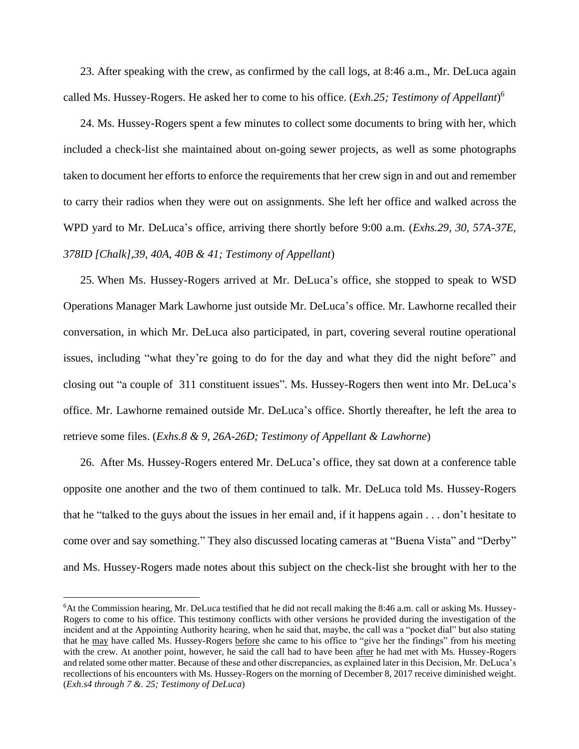23. After speaking with the crew, as confirmed by the call logs, at 8:46 a.m., Mr. DeLuca again called Ms. Hussey-Rogers. He asked her to come to his office. (*Exh.25; Testimony of Appellant*)[6]

24. Ms. Hussey-Rogers spent a few minutes to collect some documents to bring with her, which included a check-list she maintained about on-going sewer projects, as well as some photographs taken to document her efforts to enforce the requirements that her crew sign in and out and remember to carry their radios when they were out on assignments. She left her office and walked across the WPD yard to Mr. DeLuca's office, arriving there shortly before 9:00 a.m. (*Exhs.29, 30, 57A-37E, 378ID [Chalk],39, 40A, 40B & 41; Testimony of Appellant*)

25. When Ms. Hussey-Rogers arrived at Mr. DeLuca's office, she stopped to speak to WSD Operations Manager Mark Lawhorne just outside Mr. DeLuca's office. Mr. Lawhorne recalled their conversation, in which Mr. DeLuca also participated, in part, covering several routine operational issues, including "what they're going to do for the day and what they did the night before" and closing out "a couple of 311 constituent issues". Ms. Hussey-Rogers then went into Mr. DeLuca's office. Mr. Lawhorne remained outside Mr. DeLuca's office. Shortly thereafter, he left the area to retrieve some files. (*Exhs.8 & 9, 26A-26D; Testimony of Appellant & Lawhorne*)

26. After Ms. Hussey-Rogers entered Mr. DeLuca's office, they sat down at a conference table opposite one another and the two of them continued to talk. Mr. DeLuca told Ms. Hussey-Rogers that he "talked to the guys about the issues in her email and, if it happens again . . . don't hesitate to come over and say something." They also discussed locating cameras at "Buena Vista" and "Derby" and Ms. Hussey-Rogers made notes about this subject on the check-list she brought with her to the

---

[6]At the Commission hearing, Mr. DeLuca testified that he did not recall making the 8:46 a.m. call or asking Ms. Hussey-Rogers to come to his office. This testimony conflicts with other versions he provided during the investigation of the incident and at the Appointing Authority hearing, when he said that, maybe, the call was a "pocket dial" but also stating that he <u>may</u> have called Ms. Hussey-Rogers <u>before</u> she came to his office to "give her the findings" from his meeting with the crew. At another point, however, he said the call had to have been <u>after</u> he had met with Ms. Hussey-Rogers and related some other matter. Because of these and other discrepancies, as explained later in this Decision, Mr. DeLuca's recollections of his encounters with Ms. Hussey-Rogers on the morning of December 8, 2017 receive diminished weight. (*Exh.s4 through 7 &. 25; Testimony of DeLuca*)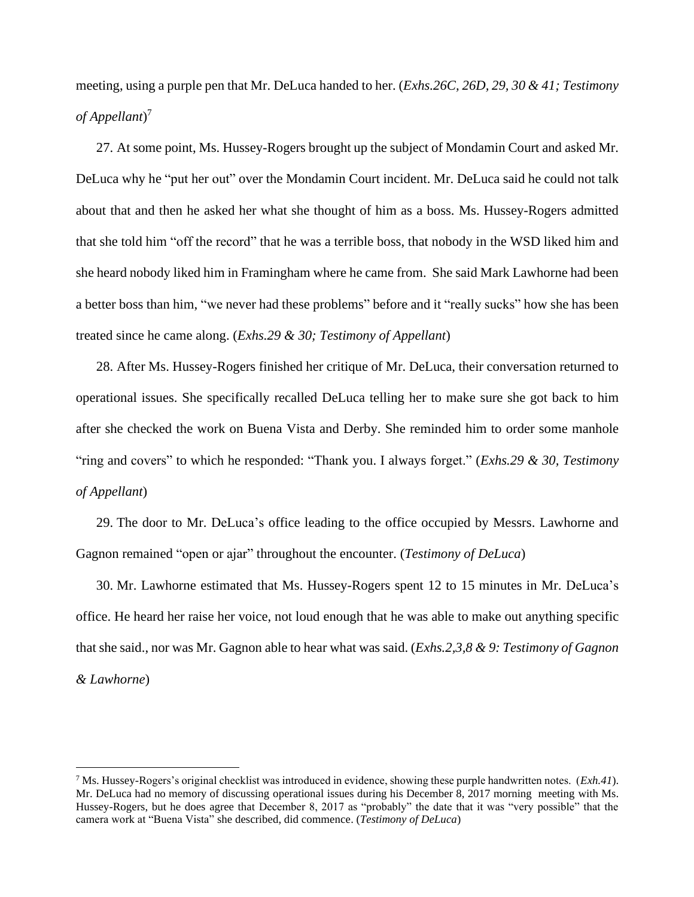meeting, using a purple pen that Mr. DeLuca handed to her. (*Exhs.26C, 26D, 29, 30 & 41; Testimony of Appellant*)[7]

27. At some point, Ms. Hussey-Rogers brought up the subject of Mondamin Court and asked Mr. DeLuca why he "put her out" over the Mondamin Court incident. Mr. DeLuca said he could not talk about that and then he asked her what she thought of him as a boss. Ms. Hussey-Rogers admitted that she told him "off the record" that he was a terrible boss, that nobody in the WSD liked him and she heard nobody liked him in Framingham where he came from. She said Mark Lawhorne had been a better boss than him, "we never had these problems" before and it "really sucks" how she has been treated since he came along. (*Exhs.29 & 30; Testimony of Appellant*)

28. After Ms. Hussey-Rogers finished her critique of Mr. DeLuca, their conversation returned to operational issues. She specifically recalled DeLuca telling her to make sure she got back to him after she checked the work on Buena Vista and Derby. She reminded him to order some manhole "ring and covers" to which he responded: "Thank you. I always forget." (*Exhs.29 & 30, Testimony of Appellant*)

29. The door to Mr. DeLuca's office leading to the office occupied by Messrs. Lawhorne and Gagnon remained "open or ajar" throughout the encounter. (*Testimony of DeLuca*)

30. Mr. Lawhorne estimated that Ms. Hussey-Rogers spent 12 to 15 minutes in Mr. DeLuca's office. He heard her raise her voice, not loud enough that he was able to make out anything specific that she said., nor was Mr. Gagnon able to hear what was said. (*Exhs.2,3,8 & 9: Testimony of Gagnon & Lawhorne*)

---

[7] Ms. Hussey-Rogers's original checklist was introduced in evidence, showing these purple handwritten notes. (*Exh.41*). Mr. DeLuca had no memory of discussing operational issues during his December 8, 2017 morning meeting with Ms. Hussey-Rogers, but he does agree that December 8, 2017 as "probably" the date that it was "very possible" that the camera work at "Buena Vista" she described, did commence. (*Testimony of DeLuca*)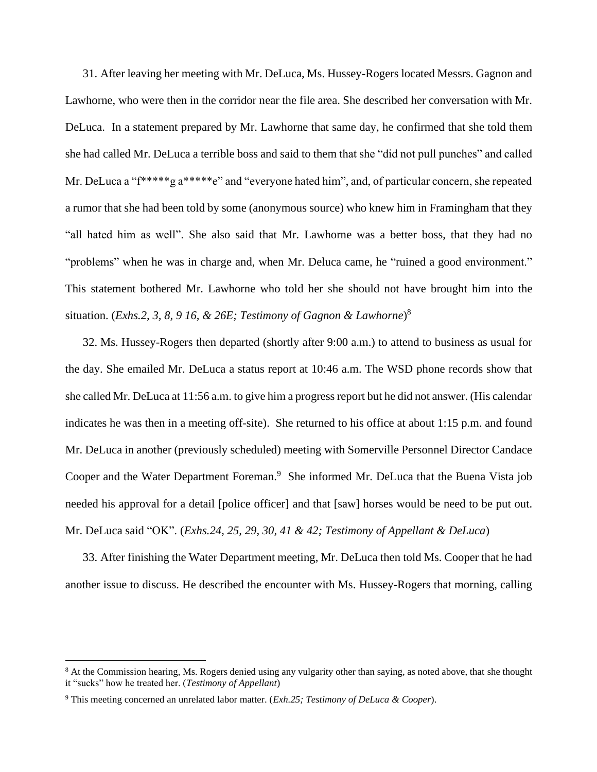31. After leaving her meeting with Mr. DeLuca, Ms. Hussey-Rogers located Messrs. Gagnon and Lawhorne, who were then in the corridor near the file area. She described her conversation with Mr. DeLuca. In a statement prepared by Mr. Lawhorne that same day, he confirmed that she told them she had called Mr. DeLuca a terrible boss and said to them that she "did not pull punches" and called Mr. DeLuca a "f*****g a*****e" and "everyone hated him", and, of particular concern, she repeated a rumor that she had been told by some (anonymous source) who knew him in Framingham that they "all hated him as well". She also said that Mr. Lawhorne was a better boss, that they had no "problems" when he was in charge and, when Mr. Deluca came, he "ruined a good environment." This statement bothered Mr. Lawhorne who told her she should not have brought him into the situation. (*Exhs.2, 3, 8, 9 16, & 26E; Testimony of Gagnon & Lawhorne*)[8]

32. Ms. Hussey-Rogers then departed (shortly after 9:00 a.m.) to attend to business as usual for the day. She emailed Mr. DeLuca a status report at 10:46 a.m. The WSD phone records show that she called Mr. DeLuca at 11:56 a.m. to give him a progress report but he did not answer. (His calendar indicates he was then in a meeting off-site). She returned to his office at about 1:15 p.m. and found Mr. DeLuca in another (previously scheduled) meeting with Somerville Personnel Director Candace Cooper and the Water Department Foreman.[9] She informed Mr. DeLuca that the Buena Vista job needed his approval for a detail [police officer] and that [saw] horses would be need to be put out. Mr. DeLuca said "OK". (*Exhs.24, 25, 29, 30, 41 & 42; Testimony of Appellant & DeLuca*)

33. After finishing the Water Department meeting, Mr. DeLuca then told Ms. Cooper that he had another issue to discuss. He described the encounter with Ms. Hussey-Rogers that morning, calling

---

[8] At the Commission hearing, Ms. Rogers denied using any vulgarity other than saying, as noted above, that she thought it "sucks" how he treated her. (*Testimony of Appellant*)

[9] This meeting concerned an unrelated labor matter. (*Exh.25; Testimony of DeLuca & Cooper*).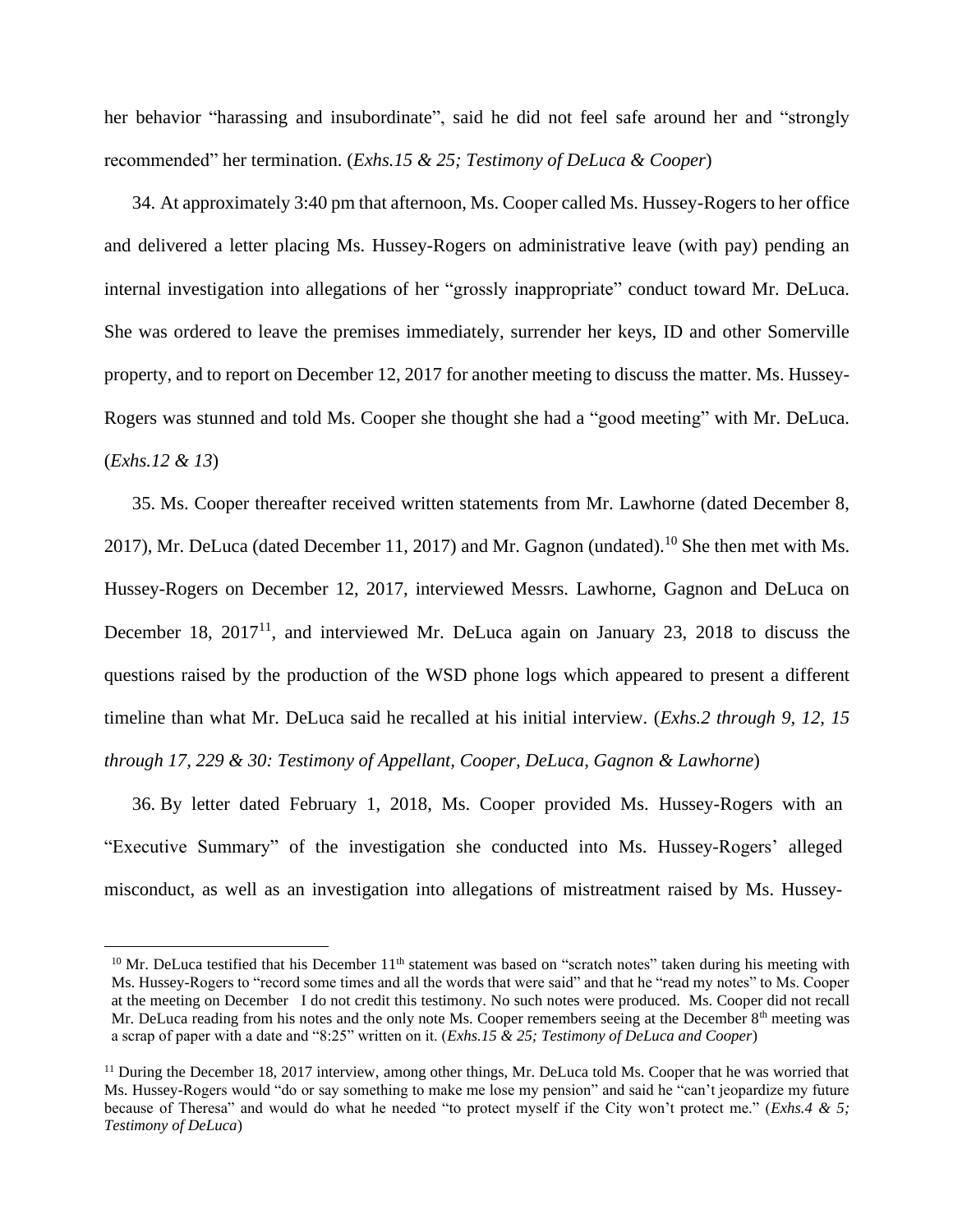her behavior "harassing and insubordinate", said he did not feel safe around her and "strongly recommended" her termination. (*Exhs.15 & 25; Testimony of DeLuca & Cooper*)

34. At approximately 3:40 pm that afternoon, Ms. Cooper called Ms. Hussey-Rogers to her office and delivered a letter placing Ms. Hussey-Rogers on administrative leave (with pay) pending an internal investigation into allegations of her "grossly inappropriate" conduct toward Mr. DeLuca. She was ordered to leave the premises immediately, surrender her keys, ID and other Somerville property, and to report on December 12, 2017 for another meeting to discuss the matter. Ms. Hussey-Rogers was stunned and told Ms. Cooper she thought she had a "good meeting" with Mr. DeLuca. (*Exhs.12 & 13*)

35. Ms. Cooper thereafter received written statements from Mr. Lawhorne (dated December 8, 2017), Mr. DeLuca (dated December 11, 2017) and Mr. Gagnon (undated).[10] She then met with Ms. Hussey-Rogers on December 12, 2017, interviewed Messrs. Lawhorne, Gagnon and DeLuca on December 18, 2017[11], and interviewed Mr. DeLuca again on January 23, 2018 to discuss the questions raised by the production of the WSD phone logs which appeared to present a different timeline than what Mr. DeLuca said he recalled at his initial interview. (*Exhs.2 through 9, 12, 15 through 17, 229 & 30: Testimony of Appellant, Cooper, DeLuca, Gagnon & Lawhorne*)

36. By letter dated February 1, 2018, Ms. Cooper provided Ms. Hussey-Rogers with an "Executive Summary" of the investigation she conducted into Ms. Hussey-Rogers' alleged misconduct, as well as an investigation into allegations of mistreatment raised by Ms. Hussey-

---

[10] Mr. DeLuca testified that his December 11th statement was based on "scratch notes" taken during his meeting with Ms. Hussey-Rogers to "record some times and all the words that were said" and that he "read my notes" to Ms. Cooper at the meeting on December I do not credit this testimony. No such notes were produced. Ms. Cooper did not recall Mr. DeLuca reading from his notes and the only note Ms. Cooper remembers seeing at the December 8th meeting was a scrap of paper with a date and "8:25" written on it. (*Exhs.15 & 25; Testimony of DeLuca and Cooper*)

[11] During the December 18, 2017 interview, among other things, Mr. DeLuca told Ms. Cooper that he was worried that Ms. Hussey-Rogers would "do or say something to make me lose my pension" and said he "can't jeopardize my future because of Theresa" and would do what he needed "to protect myself if the City won't protect me." (*Exhs.4 & 5; Testimony of DeLuca*)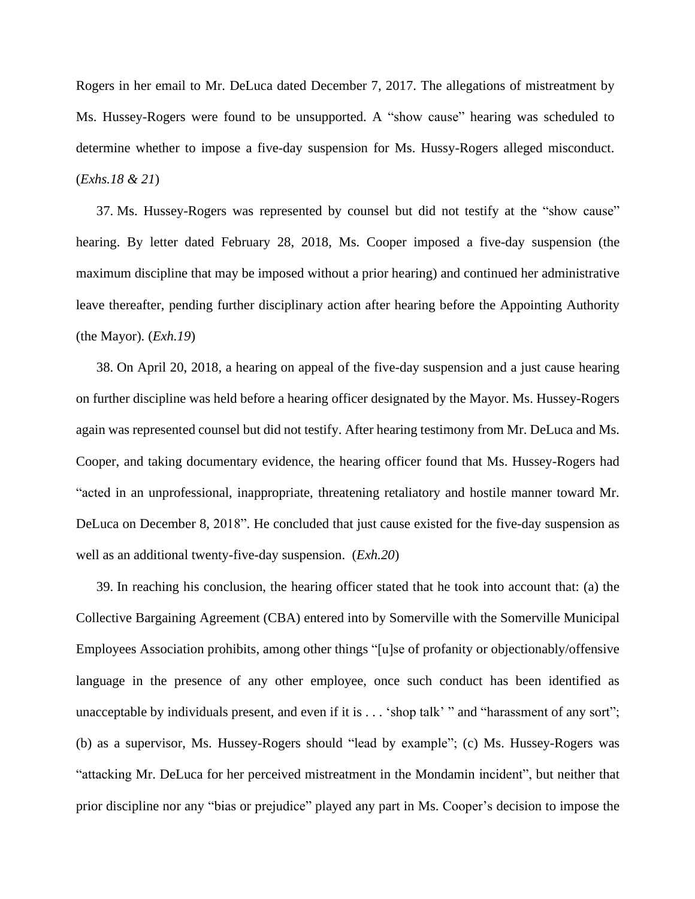Rogers in her email to Mr. DeLuca dated December 7, 2017. The allegations of mistreatment by Ms. Hussey-Rogers were found to be unsupported. A "show cause" hearing was scheduled to determine whether to impose a five-day suspension for Ms. Hussy-Rogers alleged misconduct. (*Exhs.18 & 21*)

37. Ms. Hussey-Rogers was represented by counsel but did not testify at the "show cause" hearing. By letter dated February 28, 2018, Ms. Cooper imposed a five-day suspension (the maximum discipline that may be imposed without a prior hearing) and continued her administrative leave thereafter, pending further disciplinary action after hearing before the Appointing Authority (the Mayor). (*Exh.19*)

38. On April 20, 2018, a hearing on appeal of the five-day suspension and a just cause hearing on further discipline was held before a hearing officer designated by the Mayor. Ms. Hussey-Rogers again was represented counsel but did not testify. After hearing testimony from Mr. DeLuca and Ms. Cooper, and taking documentary evidence, the hearing officer found that Ms. Hussey-Rogers had "acted in an unprofessional, inappropriate, threatening retaliatory and hostile manner toward Mr. DeLuca on December 8, 2018". He concluded that just cause existed for the five-day suspension as well as an additional twenty-five-day suspension. (*Exh.20*)

39. In reaching his conclusion, the hearing officer stated that he took into account that: (a) the Collective Bargaining Agreement (CBA) entered into by Somerville with the Somerville Municipal Employees Association prohibits, among other things "[u]se of profanity or objectionably/offensive language in the presence of any other employee, once such conduct has been identified as unacceptable by individuals present, and even if it is . . . 'shop talk' " and "harassment of any sort"; (b) as a supervisor, Ms. Hussey-Rogers should "lead by example"; (c) Ms. Hussey-Rogers was "attacking Mr. DeLuca for her perceived mistreatment in the Mondamin incident", but neither that prior discipline nor any "bias or prejudice" played any part in Ms. Cooper's decision to impose the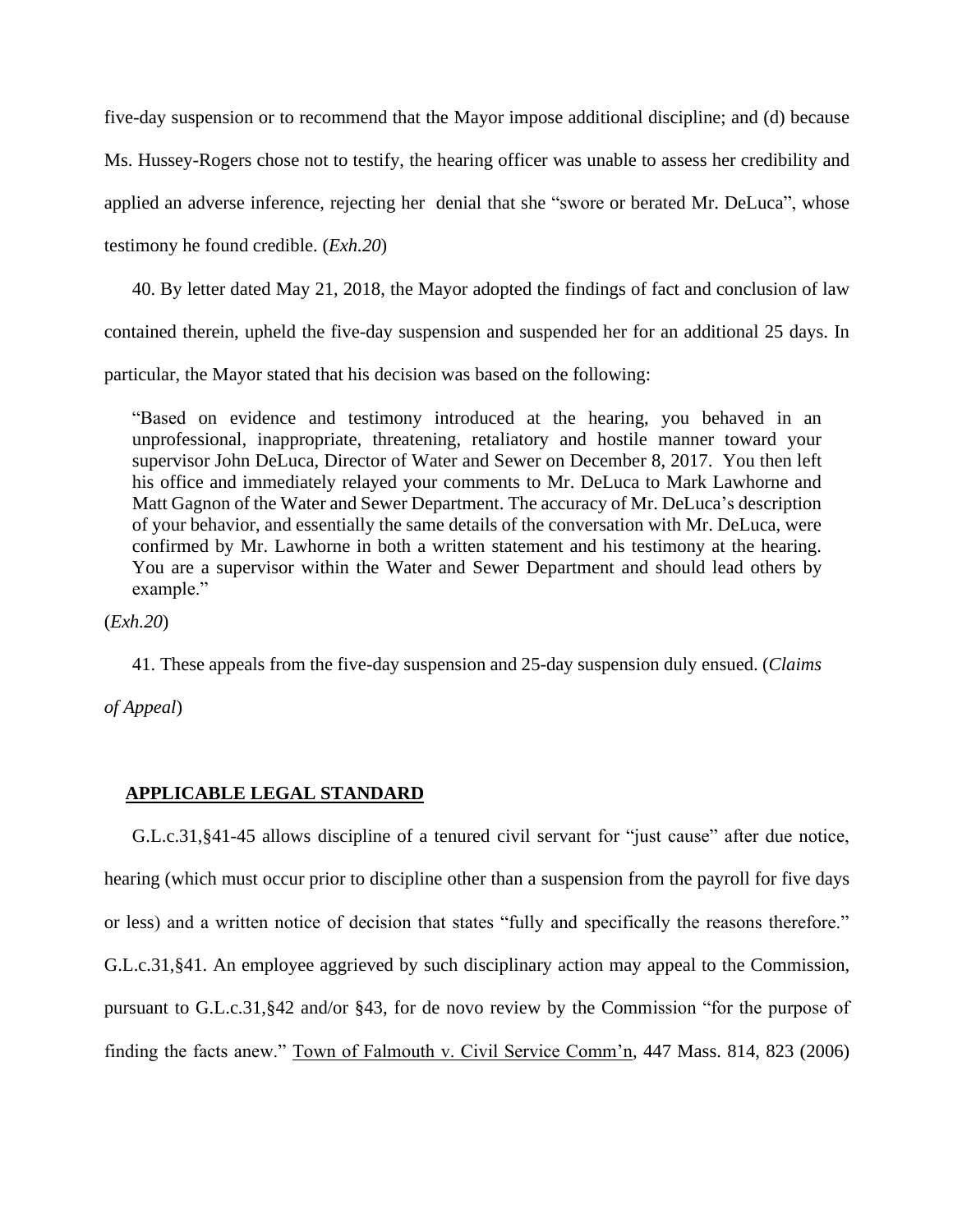five-day suspension or to recommend that the Mayor impose additional discipline; and (d) because Ms. Hussey-Rogers chose not to testify, the hearing officer was unable to assess her credibility and applied an adverse inference, rejecting her denial that she "swore or berated Mr. DeLuca", whose testimony he found credible. (*Exh.20*)

40. By letter dated May 21, 2018, the Mayor adopted the findings of fact and conclusion of law contained therein, upheld the five-day suspension and suspended her for an additional 25 days. In particular, the Mayor stated that his decision was based on the following:

> "Based on evidence and testimony introduced at the hearing, you behaved in an unprofessional, inappropriate, threatening, retaliatory and hostile manner toward your supervisor John DeLuca, Director of Water and Sewer on December 8, 2017. You then left his office and immediately relayed your comments to Mr. DeLuca to Mark Lawhorne and Matt Gagnon of the Water and Sewer Department. The accuracy of Mr. DeLuca's description of your behavior, and essentially the same details of the conversation with Mr. DeLuca, were confirmed by Mr. Lawhorne in both a written statement and his testimony at the hearing. You are a supervisor within the Water and Sewer Department and should lead others by example."

(*Exh.20*)

41. These appeals from the five-day suspension and 25-day suspension duly ensued. (*Claims of Appeal*)

## APPLICABLE LEGAL STANDARD

G.L.c.31,§41-45 allows discipline of a tenured civil servant for "just cause" after due notice, hearing (which must occur prior to discipline other than a suspension from the payroll for five days or less) and a written notice of decision that states "fully and specifically the reasons therefore." G.L.c.31,§41. An employee aggrieved by such disciplinary action may appeal to the Commission, pursuant to G.L.c.31,§42 and/or §43, for de novo review by the Commission "for the purpose of finding the facts anew." Town of Falmouth v. Civil Service Comm'n, 447 Mass. 814, 823 (2006)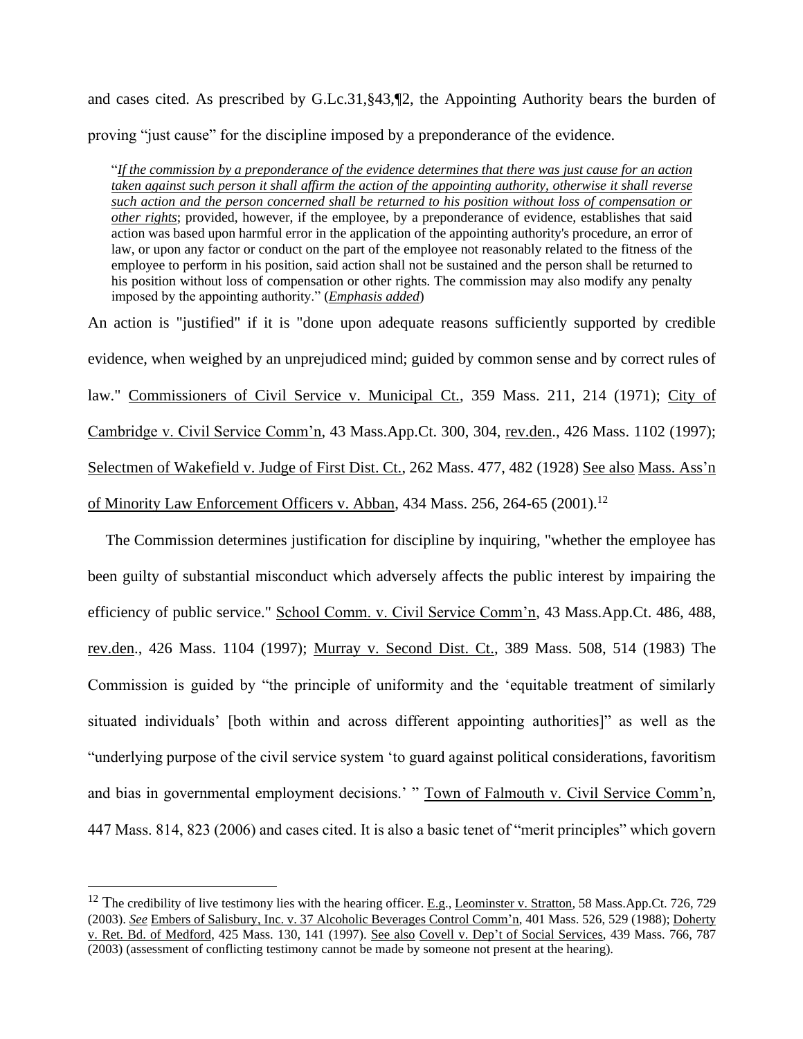and cases cited. As prescribed by G.L.c.31,§43,¶2, the Appointing Authority bears the burden of proving "just cause" for the discipline imposed by a preponderance of the evidence.

> "*If the commission by a preponderance of the evidence determines that there was just cause for an action taken against such person it shall affirm the action of the appointing authority, otherwise it shall reverse such action and the person concerned shall be returned to his position without loss of compensation or other rights*; provided, however, if the employee, by a preponderance of evidence, establishes that said action was based upon harmful error in the application of the appointing authority's procedure, an error of law, or upon any factor or conduct on the part of the employee not reasonably related to the fitness of the employee to perform in his position, said action shall not be sustained and the person shall be returned to his position without loss of compensation or other rights. The commission may also modify any penalty imposed by the appointing authority." (*Emphasis added*)

An action is "justified" if it is "done upon adequate reasons sufficiently supported by credible evidence, when weighed by an unprejudiced mind; guided by common sense and by correct rules of law." Commissioners of Civil Service v. Municipal Ct., 359 Mass. 211, 214 (1971); City of Cambridge v. Civil Service Comm'n, 43 Mass.App.Ct. 300, 304, rev.den., 426 Mass. 1102 (1997); Selectmen of Wakefield v. Judge of First Dist. Ct., 262 Mass. 477, 482 (1928) See also Mass. Ass'n of Minority Law Enforcement Officers v. Abban, 434 Mass. 256, 264-65 (2001).[12]

The Commission determines justification for discipline by inquiring, "whether the employee has been guilty of substantial misconduct which adversely affects the public interest by impairing the efficiency of public service." School Comm. v. Civil Service Comm'n, 43 Mass.App.Ct. 486, 488, rev.den., 426 Mass. 1104 (1997); Murray v. Second Dist. Ct., 389 Mass. 508, 514 (1983) The Commission is guided by "the principle of uniformity and the 'equitable treatment of similarly situated individuals' [both within and across different appointing authorities]" as well as the "underlying purpose of the civil service system 'to guard against political considerations, favoritism and bias in governmental employment decisions.' " Town of Falmouth v. Civil Service Comm'n, 447 Mass. 814, 823 (2006) and cases cited. It is also a basic tenet of "merit principles" which govern

---

[12] The credibility of live testimony lies with the hearing officer. E.g., Leominster v. Stratton, 58 Mass.App.Ct. 726, 729 (2003). *See* Embers of Salisbury, Inc. v. 37 Alcoholic Beverages Control Comm'n, 401 Mass. 526, 529 (1988); Doherty v. Ret. Bd. of Medford, 425 Mass. 130, 141 (1997). See also Covell v. Dep't of Social Services, 439 Mass. 766, 787 (2003) (assessment of conflicting testimony cannot be made by someone not present at the hearing).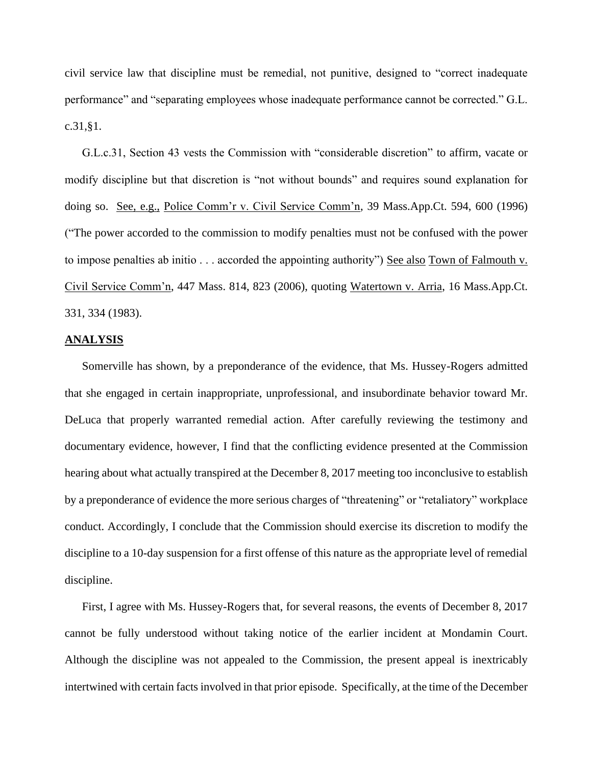civil service law that discipline must be remedial, not punitive, designed to "correct inadequate performance" and "separating employees whose inadequate performance cannot be corrected." G.L. c.31,§1.

G.L.c.31, Section 43 vests the Commission with "considerable discretion" to affirm, vacate or modify discipline but that discretion is "not without bounds" and requires sound explanation for doing so. See, e.g., Police Comm'r v. Civil Service Comm'n, 39 Mass.App.Ct. 594, 600 (1996) ("The power accorded to the commission to modify penalties must not be confused with the power to impose penalties ab initio . . . accorded the appointing authority") See also Town of Falmouth v. Civil Service Comm'n, 447 Mass. 814, 823 (2006), quoting Watertown v. Arria, 16 Mass.App.Ct. 331, 334 (1983).

**ANALYSIS**

Somerville has shown, by a preponderance of the evidence, that Ms. Hussey-Rogers admitted that she engaged in certain inappropriate, unprofessional, and insubordinate behavior toward Mr. DeLuca that properly warranted remedial action. After carefully reviewing the testimony and documentary evidence, however, I find that the conflicting evidence presented at the Commission hearing about what actually transpired at the December 8, 2017 meeting too inconclusive to establish by a preponderance of evidence the more serious charges of "threatening" or "retaliatory" workplace conduct. Accordingly, I conclude that the Commission should exercise its discretion to modify the discipline to a 10-day suspension for a first offense of this nature as the appropriate level of remedial discipline.

First, I agree with Ms. Hussey-Rogers that, for several reasons, the events of December 8, 2017 cannot be fully understood without taking notice of the earlier incident at Mondamin Court. Although the discipline was not appealed to the Commission, the present appeal is inextricably intertwined with certain facts involved in that prior episode. Specifically, at the time of the December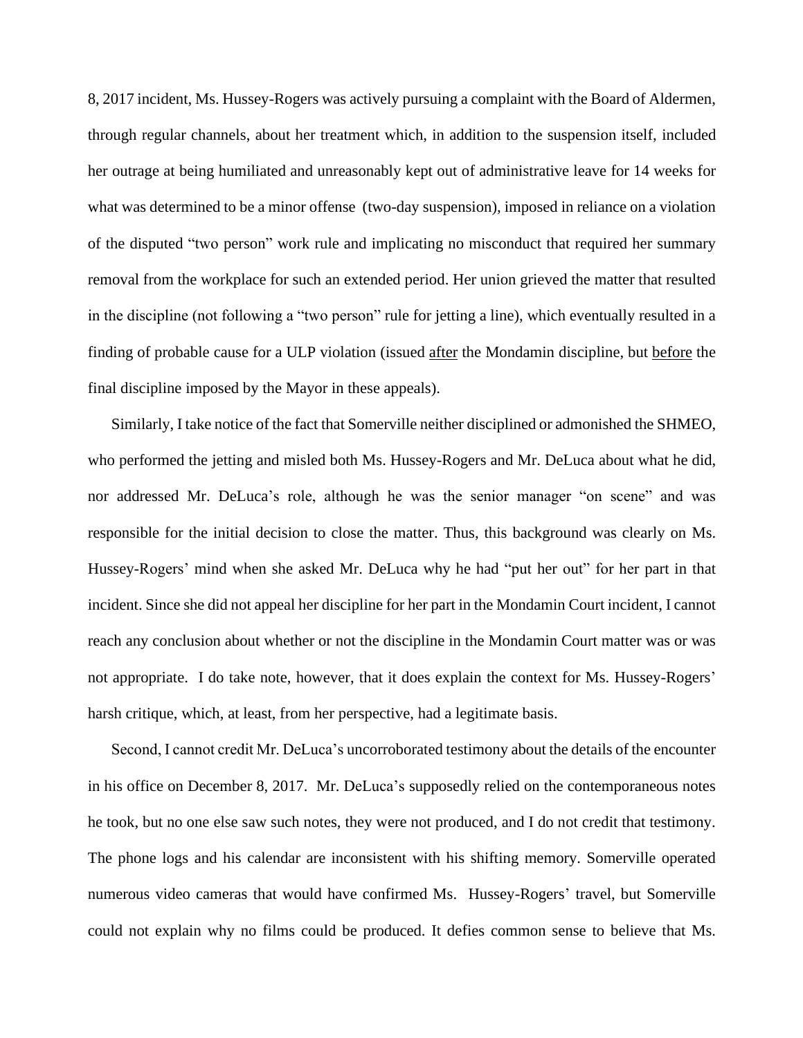8, 2017 incident, Ms. Hussey-Rogers was actively pursuing a complaint with the Board of Aldermen, through regular channels, about her treatment which, in addition to the suspension itself, included her outrage at being humiliated and unreasonably kept out of administrative leave for 14 weeks for what was determined to be a minor offense (two-day suspension), imposed in reliance on a violation of the disputed "two person" work rule and implicating no misconduct that required her summary removal from the workplace for such an extended period. Her union grieved the matter that resulted in the discipline (not following a "two person" rule for jetting a line), which eventually resulted in a finding of probable cause for a ULP violation (issued <u>after</u> the Mondamin discipline, but <u>before</u> the final discipline imposed by the Mayor in these appeals).

Similarly, I take notice of the fact that Somerville neither disciplined or admonished the SHMEO, who performed the jetting and misled both Ms. Hussey-Rogers and Mr. DeLuca about what he did, nor addressed Mr. DeLuca's role, although he was the senior manager "on scene" and was responsible for the initial decision to close the matter. Thus, this background was clearly on Ms. Hussey-Rogers' mind when she asked Mr. DeLuca why he had "put her out" for her part in that incident. Since she did not appeal her discipline for her part in the Mondamin Court incident, I cannot reach any conclusion about whether or not the discipline in the Mondamin Court matter was or was not appropriate. I do take note, however, that it does explain the context for Ms. Hussey-Rogers' harsh critique, which, at least, from her perspective, had a legitimate basis.

Second, I cannot credit Mr. DeLuca's uncorroborated testimony about the details of the encounter in his office on December 8, 2017. Mr. DeLuca's supposedly relied on the contemporaneous notes he took, but no one else saw such notes, they were not produced, and I do not credit that testimony. The phone logs and his calendar are inconsistent with his shifting memory. Somerville operated numerous video cameras that would have confirmed Ms. Hussey-Rogers' travel, but Somerville could not explain why no films could be produced. It defies common sense to believe that Ms.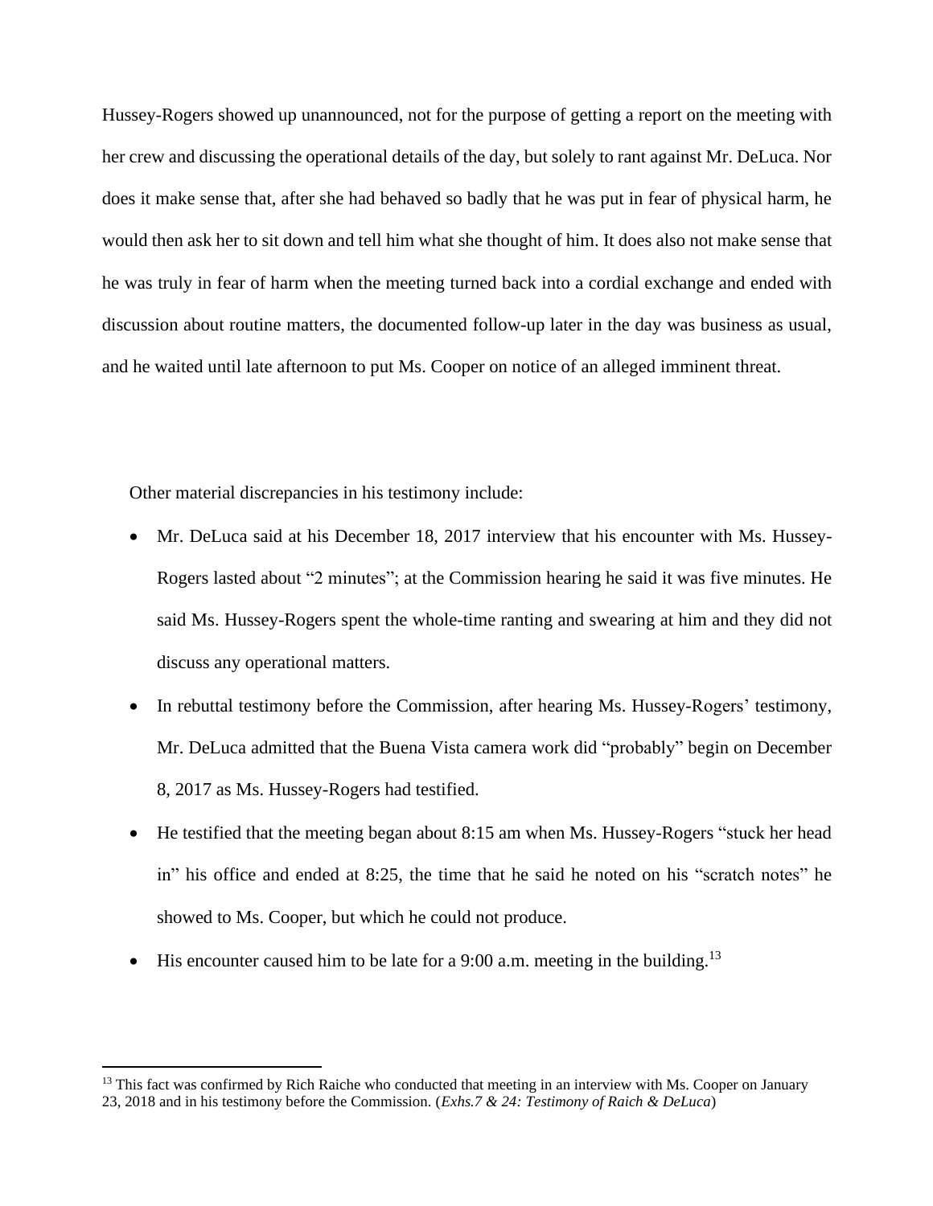Hussey-Rogers showed up unannounced, not for the purpose of getting a report on the meeting with her crew and discussing the operational details of the day, but solely to rant against Mr. DeLuca. Nor does it make sense that, after she had behaved so badly that he was put in fear of physical harm, he would then ask her to sit down and tell him what she thought of him. It does also not make sense that he was truly in fear of harm when the meeting turned back into a cordial exchange and ended with discussion about routine matters, the documented follow-up later in the day was business as usual, and he waited until late afternoon to put Ms. Cooper on notice of an alleged imminent threat.

Other material discrepancies in his testimony include:

- Mr. DeLuca said at his December 18, 2017 interview that his encounter with Ms. Hussey-Rogers lasted about "2 minutes"; at the Commission hearing he said it was five minutes. He said Ms. Hussey-Rogers spent the whole-time ranting and swearing at him and they did not discuss any operational matters.
- In rebuttal testimony before the Commission, after hearing Ms. Hussey-Rogers' testimony, Mr. DeLuca admitted that the Buena Vista camera work did "probably" begin on December 8, 2017 as Ms. Hussey-Rogers had testified.
- He testified that the meeting began about 8:15 am when Ms. Hussey-Rogers "stuck her head in" his office and ended at 8:25, the time that he said he noted on his "scratch notes" he showed to Ms. Cooper, but which he could not produce.
- His encounter caused him to be late for a 9:00 a.m. meeting in the building.[13]

[13] This fact was confirmed by Rich Raiche who conducted that meeting in an interview with Ms. Cooper on January 23, 2018 and in his testimony before the Commission. (*Exhs.7 & 24: Testimony of Raich & DeLuca*)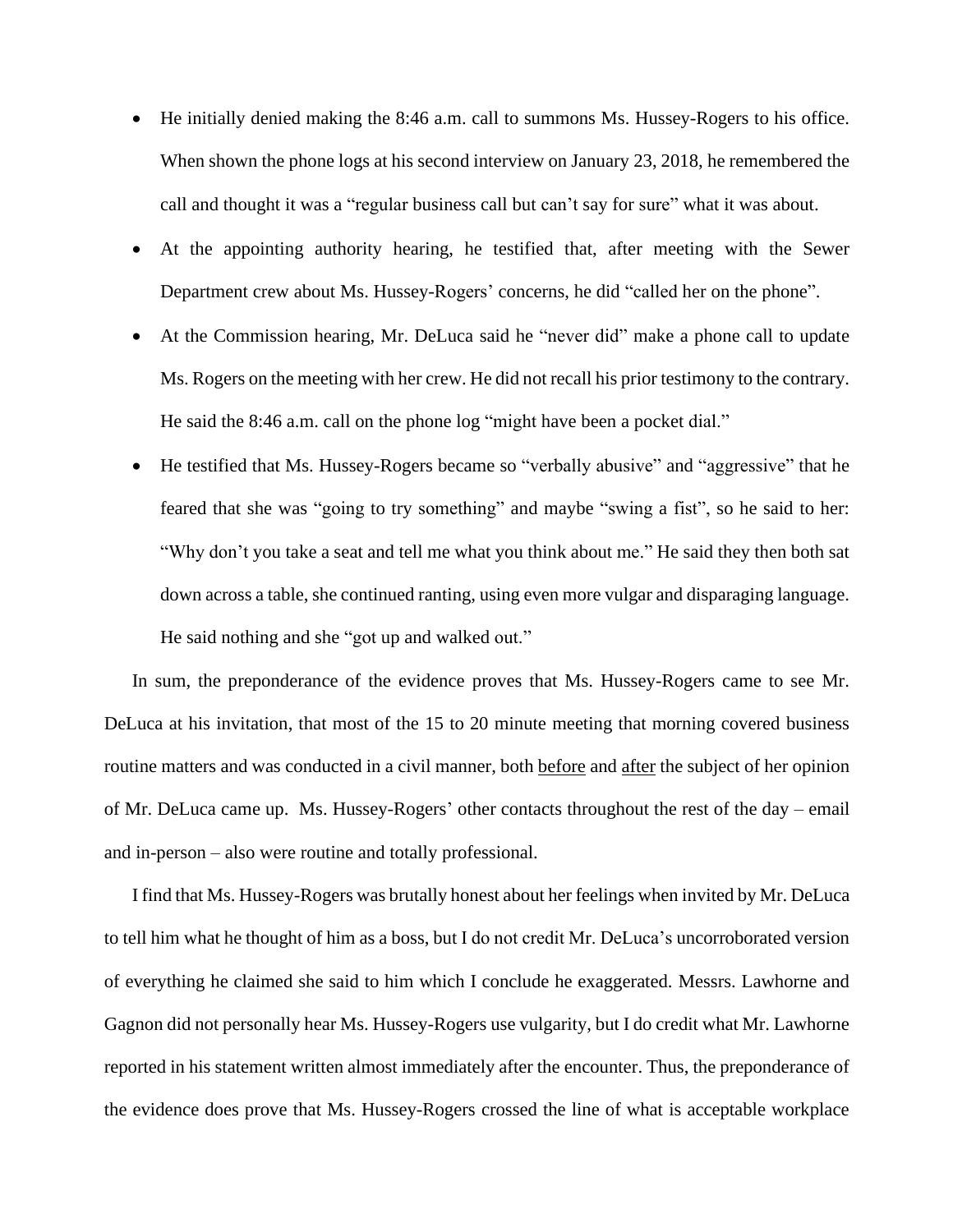- He initially denied making the 8:46 a.m. call to summons Ms. Hussey-Rogers to his office. When shown the phone logs at his second interview on January 23, 2018, he remembered the call and thought it was a "regular business call but can't say for sure" what it was about.
- At the appointing authority hearing, he testified that, after meeting with the Sewer Department crew about Ms. Hussey-Rogers' concerns, he did "called her on the phone".
- At the Commission hearing, Mr. DeLuca said he "never did" make a phone call to update Ms. Rogers on the meeting with her crew. He did not recall his prior testimony to the contrary. He said the 8:46 a.m. call on the phone log "might have been a pocket dial."
- He testified that Ms. Hussey-Rogers became so "verbally abusive" and "aggressive" that he feared that she was "going to try something" and maybe "swing a fist", so he said to her: "Why don't you take a seat and tell me what you think about me." He said they then both sat down across a table, she continued ranting, using even more vulgar and disparaging language. He said nothing and she "got up and walked out."

In sum, the preponderance of the evidence proves that Ms. Hussey-Rogers came to see Mr. DeLuca at his invitation, that most of the 15 to 20 minute meeting that morning covered business routine matters and was conducted in a civil manner, both <u>before</u> and <u>after</u> the subject of her opinion of Mr. DeLuca came up. Ms. Hussey-Rogers' other contacts throughout the rest of the day – email and in-person – also were routine and totally professional.

I find that Ms. Hussey-Rogers was brutally honest about her feelings when invited by Mr. DeLuca to tell him what he thought of him as a boss, but I do not credit Mr. DeLuca's uncorroborated version of everything he claimed she said to him which I conclude he exaggerated. Messrs. Lawhorne and Gagnon did not personally hear Ms. Hussey-Rogers use vulgarity, but I do credit what Mr. Lawhorne reported in his statement written almost immediately after the encounter. Thus, the preponderance of the evidence does prove that Ms. Hussey-Rogers crossed the line of what is acceptable workplace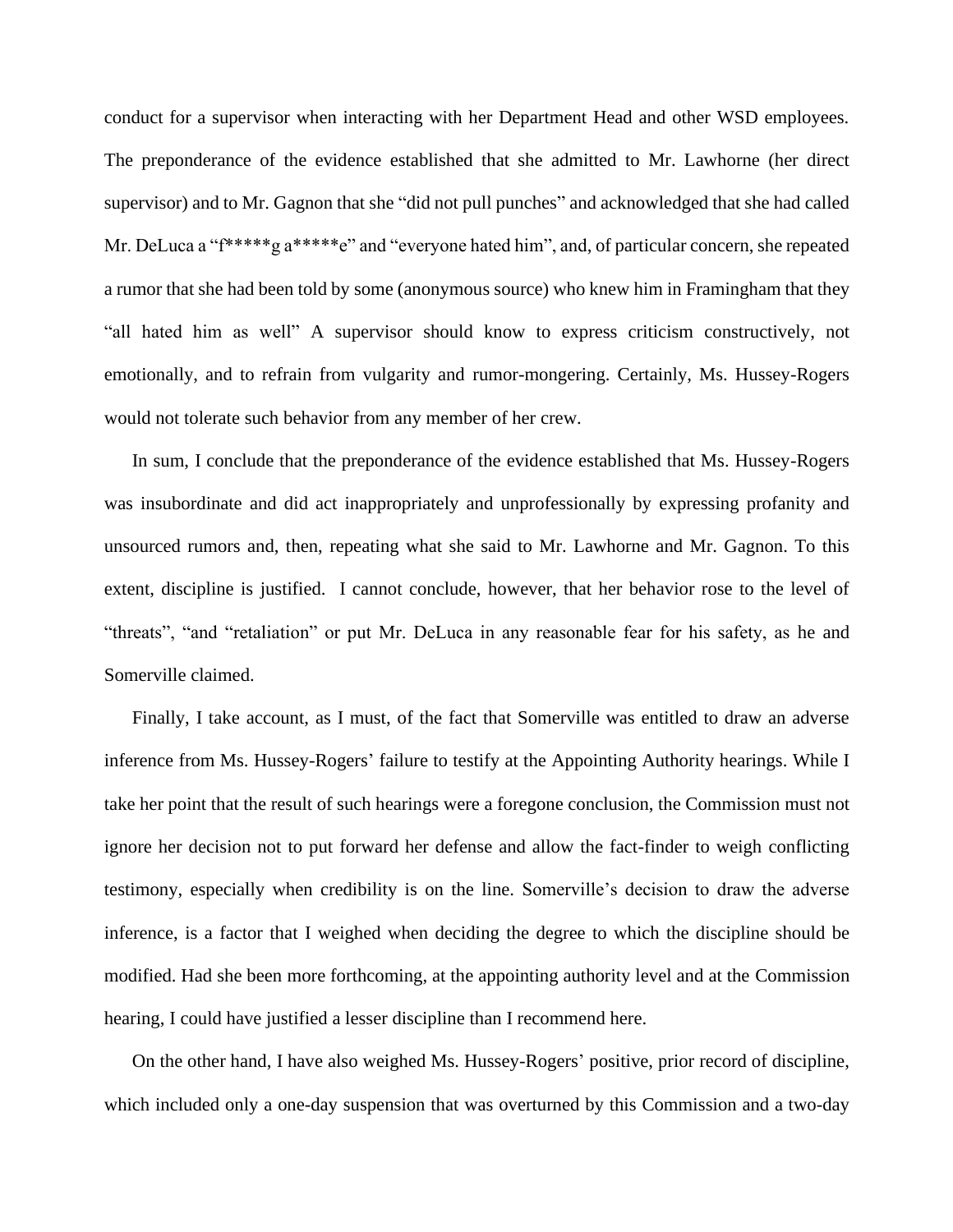conduct for a supervisor when interacting with her Department Head and other WSD employees. The preponderance of the evidence established that she admitted to Mr. Lawhorne (her direct supervisor) and to Mr. Gagnon that she "did not pull punches" and acknowledged that she had called Mr. DeLuca a "f*****g a*****e" and "everyone hated him", and, of particular concern, she repeated a rumor that she had been told by some (anonymous source) who knew him in Framingham that they "all hated him as well" A supervisor should know to express criticism constructively, not emotionally, and to refrain from vulgarity and rumor-mongering. Certainly, Ms. Hussey-Rogers would not tolerate such behavior from any member of her crew.

In sum, I conclude that the preponderance of the evidence established that Ms. Hussey-Rogers was insubordinate and did act inappropriately and unprofessionally by expressing profanity and unsourced rumors and, then, repeating what she said to Mr. Lawhorne and Mr. Gagnon. To this extent, discipline is justified. I cannot conclude, however, that her behavior rose to the level of "threats", "and "retaliation" or put Mr. DeLuca in any reasonable fear for his safety, as he and Somerville claimed.

Finally, I take account, as I must, of the fact that Somerville was entitled to draw an adverse inference from Ms. Hussey-Rogers' failure to testify at the Appointing Authority hearings. While I take her point that the result of such hearings were a foregone conclusion, the Commission must not ignore her decision not to put forward her defense and allow the fact-finder to weigh conflicting testimony, especially when credibility is on the line. Somerville's decision to draw the adverse inference, is a factor that I weighed when deciding the degree to which the discipline should be modified. Had she been more forthcoming, at the appointing authority level and at the Commission hearing, I could have justified a lesser discipline than I recommend here.

On the other hand, I have also weighed Ms. Hussey-Rogers' positive, prior record of discipline, which included only a one-day suspension that was overturned by this Commission and a two-day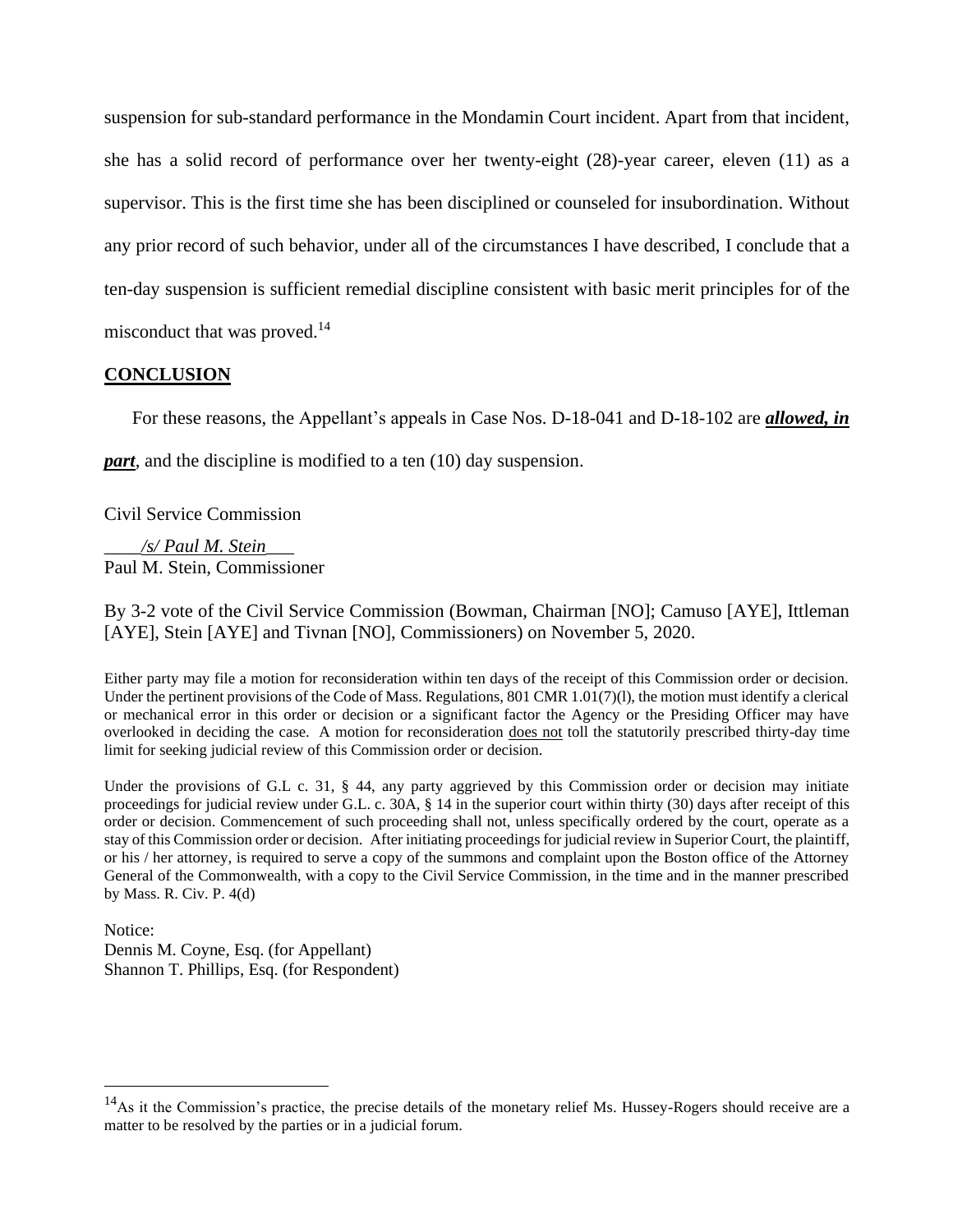suspension for sub-standard performance in the Mondamin Court incident. Apart from that incident, she has a solid record of performance over her twenty-eight (28)-year career, eleven (11) as a supervisor. This is the first time she has been disciplined or counseled for insubordination. Without any prior record of such behavior, under all of the circumstances I have described, I conclude that a ten-day suspension is sufficient remedial discipline consistent with basic merit principles for of the misconduct that was proved.[14]

## CONCLUSION

For these reasons, the Appellant's appeals in Case Nos. D-18-041 and D-18-102 are ***allowed, in part***, and the discipline is modified to a ten (10) day suspension.

Civil Service Commission

____*/s/ Paul M. Stein*___
Paul M. Stein, Commissioner

By 3-2 vote of the Civil Service Commission (Bowman, Chairman [NO]; Camuso [AYE], Ittleman [AYE], Stein [AYE] and Tivnan [NO], Commissioners) on November 5, 2020.

Either party may file a motion for reconsideration within ten days of the receipt of this Commission order or decision. Under the pertinent provisions of the Code of Mass. Regulations, 801 CMR 1.01(7)(l), the motion must identify a clerical or mechanical error in this order or decision or a significant factor the Agency or the Presiding Officer may have overlooked in deciding the case. A motion for reconsideration does not toll the statutorily prescribed thirty-day time limit for seeking judicial review of this Commission order or decision.

Under the provisions of G.L c. 31, § 44, any party aggrieved by this Commission order or decision may initiate proceedings for judicial review under G.L. c. 30A, § 14 in the superior court within thirty (30) days after receipt of this order or decision. Commencement of such proceeding shall not, unless specifically ordered by the court, operate as a stay of this Commission order or decision. After initiating proceedings for judicial review in Superior Court, the plaintiff, or his / her attorney, is required to serve a copy of the summons and complaint upon the Boston office of the Attorney General of the Commonwealth, with a copy to the Civil Service Commission, in the time and in the manner prescribed by Mass. R. Civ. P. 4(d)

Notice:
Dennis M. Coyne, Esq. (for Appellant)
Shannon T. Phillips, Esq. (for Respondent)

---

[14] As it the Commission's practice, the precise details of the monetary relief Ms. Hussey-Rogers should receive are a matter to be resolved by the parties or in a judicial forum.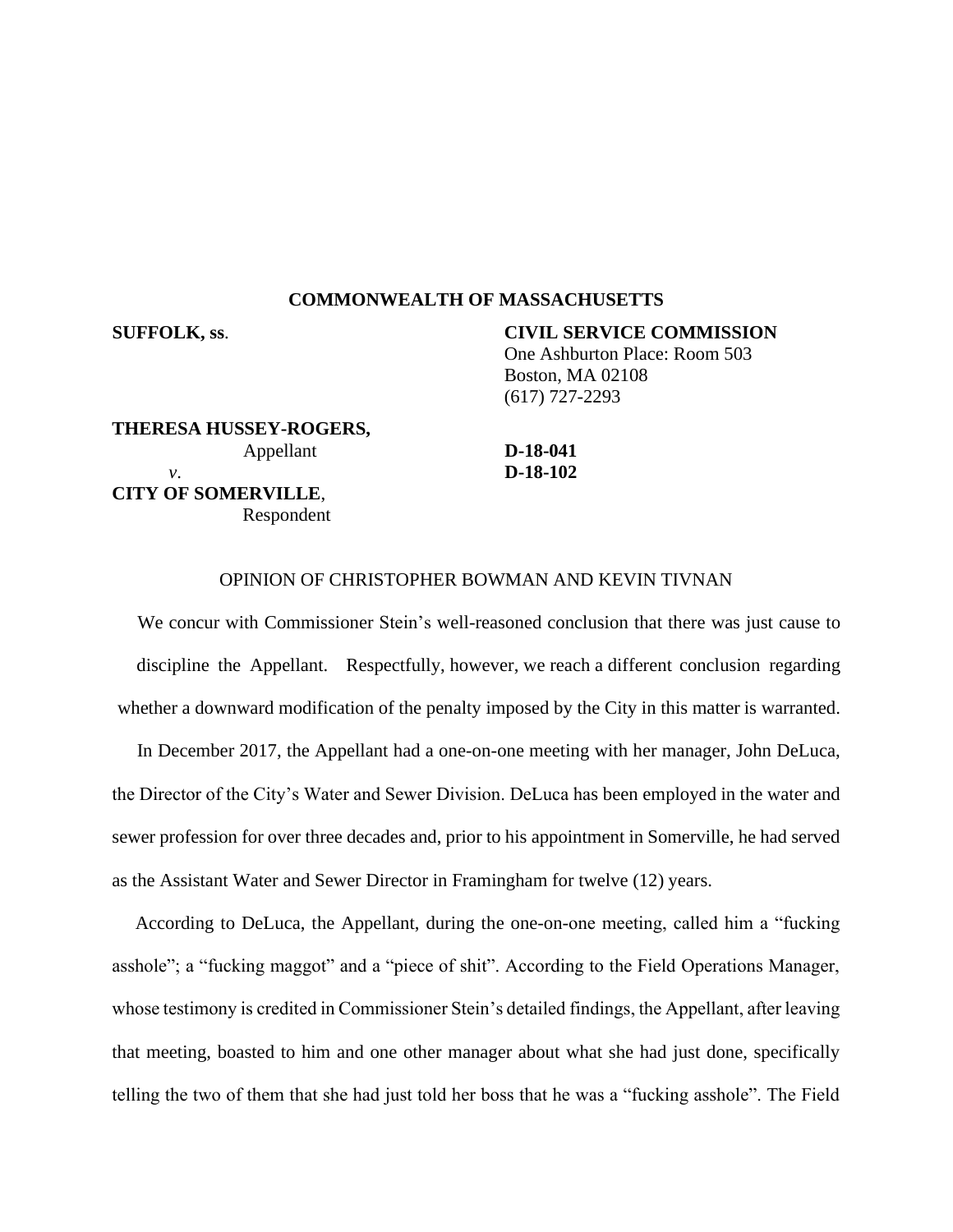**COMMONWEALTH OF MASSACHUSETTS**

**SUFFOLK, ss.**

**CIVIL SERVICE COMMISSION**
One Ashburton Place: Room 503
Boston, MA 02108
(617) 727-2293

**THERESA HUSSEY-ROGERS,**
Appellant

*v.*

**CITY OF SOMERVILLE**,
Respondent

**D-18-041**
**D-18-102**

OPINION OF CHRISTOPHER BOWMAN AND KEVIN TIVNAN

We concur with Commissioner Stein's well-reasoned conclusion that there was just cause to discipline the Appellant. Respectfully, however, we reach a different conclusion regarding whether a downward modification of the penalty imposed by the City in this matter is warranted.

In December 2017, the Appellant had a one-on-one meeting with her manager, John DeLuca, the Director of the City's Water and Sewer Division. DeLuca has been employed in the water and sewer profession for over three decades and, prior to his appointment in Somerville, he had served as the Assistant Water and Sewer Director in Framingham for twelve (12) years.

According to DeLuca, the Appellant, during the one-on-one meeting, called him a "fucking asshole"; a "fucking maggot" and a "piece of shit". According to the Field Operations Manager, whose testimony is credited in Commissioner Stein's detailed findings, the Appellant, after leaving that meeting, boasted to him and one other manager about what she had just done, specifically telling the two of them that she had just told her boss that he was a "fucking asshole". The Field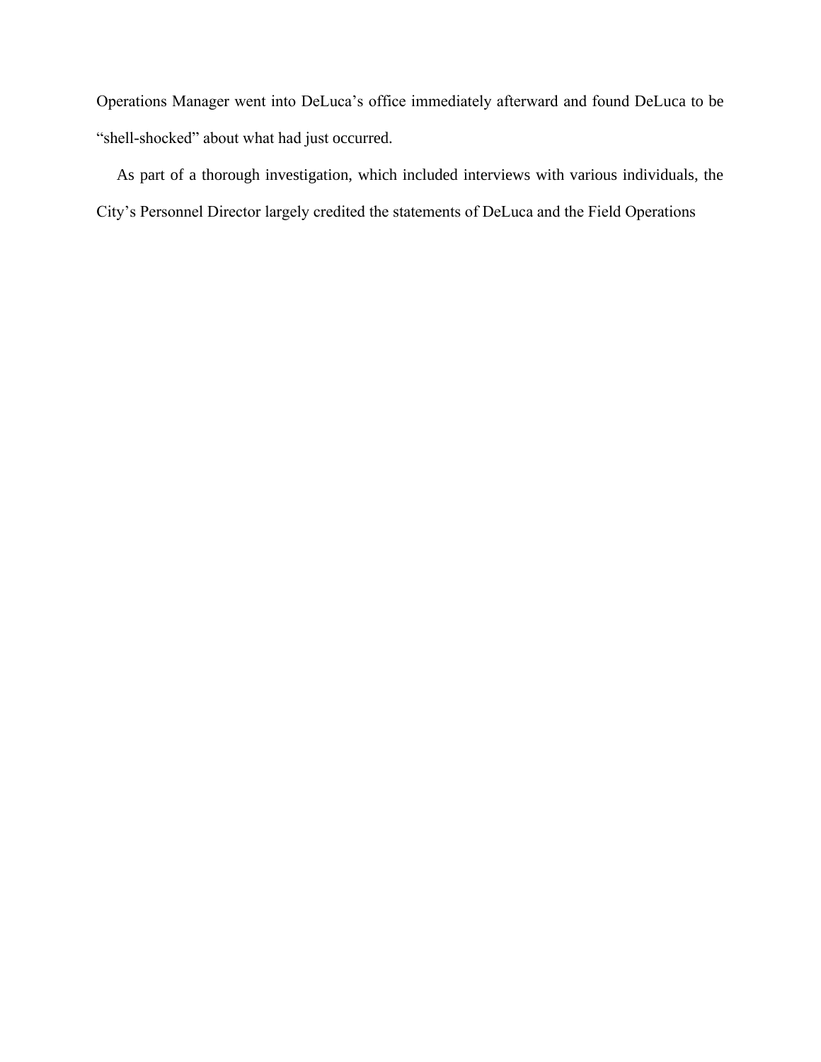Operations Manager went into DeLuca's office immediately afterward and found DeLuca to be "shell-shocked" about what had just occurred.

As part of a thorough investigation, which included interviews with various individuals, the City's Personnel Director largely credited the statements of DeLuca and the Field Operations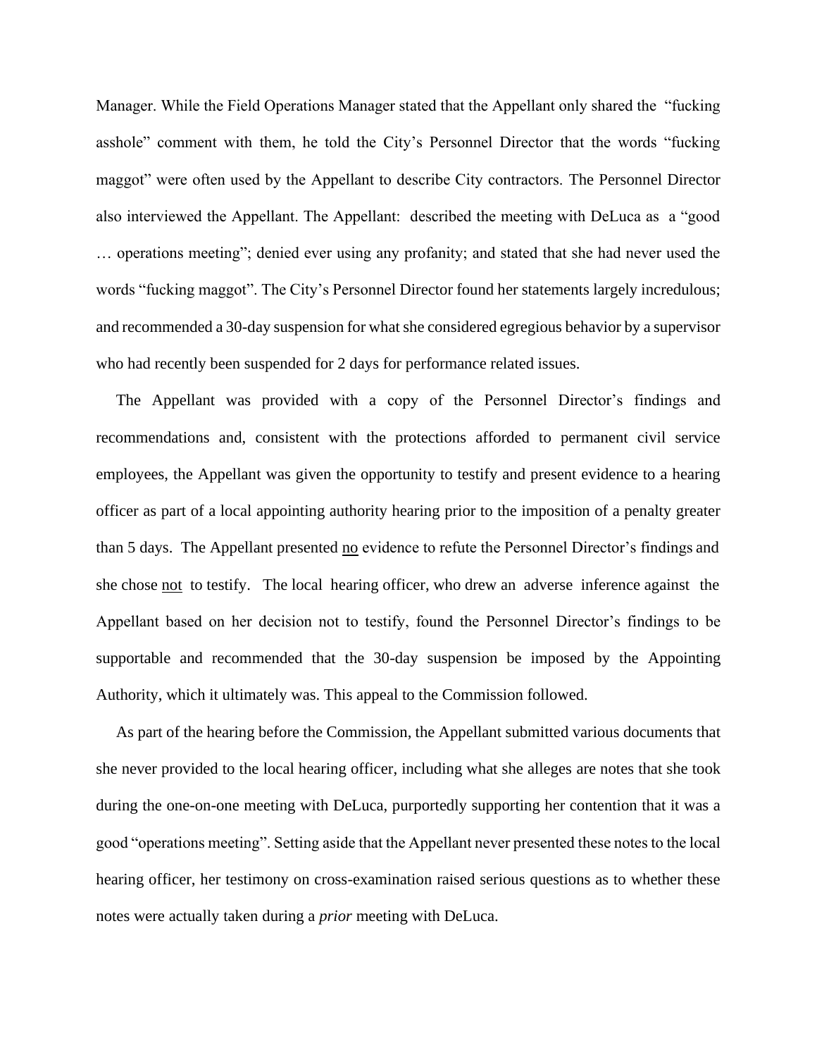Manager. While the Field Operations Manager stated that the Appellant only shared the "fucking asshole" comment with them, he told the City's Personnel Director that the words "fucking maggot" were often used by the Appellant to describe City contractors. The Personnel Director also interviewed the Appellant. The Appellant: described the meeting with DeLuca as a "good … operations meeting"; denied ever using any profanity; and stated that she had never used the words "fucking maggot". The City's Personnel Director found her statements largely incredulous; and recommended a 30-day suspension for what she considered egregious behavior by a supervisor who had recently been suspended for 2 days for performance related issues.

The Appellant was provided with a copy of the Personnel Director's findings and recommendations and, consistent with the protections afforded to permanent civil service employees, the Appellant was given the opportunity to testify and present evidence to a hearing officer as part of a local appointing authority hearing prior to the imposition of a penalty greater than 5 days. The Appellant presented <u>no</u> evidence to refute the Personnel Director's findings and she chose <u>not</u> to testify. The local hearing officer, who drew an adverse inference against the Appellant based on her decision not to testify, found the Personnel Director's findings to be supportable and recommended that the 30-day suspension be imposed by the Appointing Authority, which it ultimately was. This appeal to the Commission followed.

As part of the hearing before the Commission, the Appellant submitted various documents that she never provided to the local hearing officer, including what she alleges are notes that she took during the one-on-one meeting with DeLuca, purportedly supporting her contention that it was a good "operations meeting". Setting aside that the Appellant never presented these notes to the local hearing officer, her testimony on cross-examination raised serious questions as to whether these notes were actually taken during a *prior* meeting with DeLuca.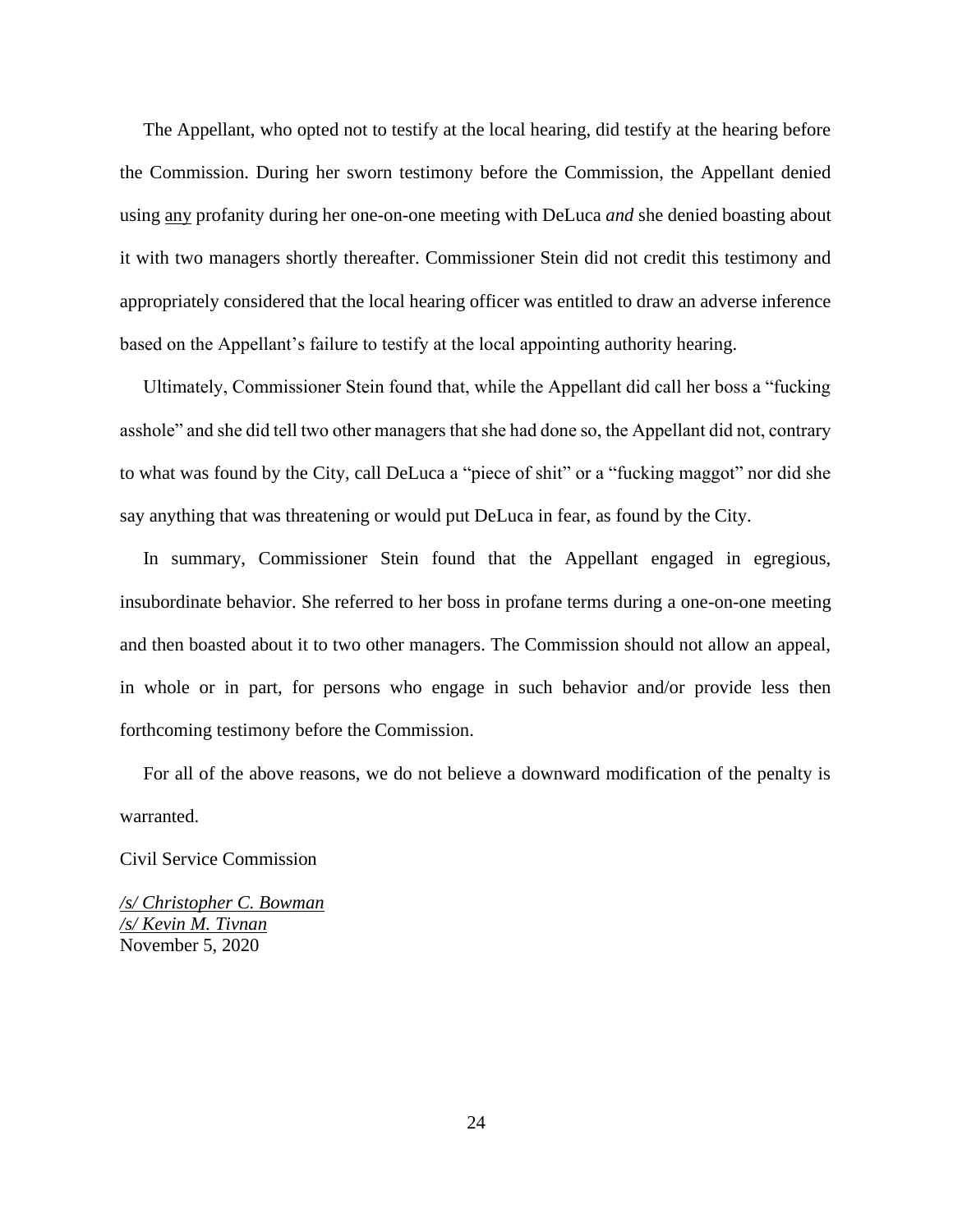The Appellant, who opted not to testify at the local hearing, did testify at the hearing before the Commission. During her sworn testimony before the Commission, the Appellant denied using <u>any</u> profanity during her one-on-one meeting with DeLuca *and* she denied boasting about it with two managers shortly thereafter. Commissioner Stein did not credit this testimony and appropriately considered that the local hearing officer was entitled to draw an adverse inference based on the Appellant's failure to testify at the local appointing authority hearing.

Ultimately, Commissioner Stein found that, while the Appellant did call her boss a "fucking asshole" and she did tell two other managers that she had done so, the Appellant did not, contrary to what was found by the City, call DeLuca a "piece of shit" or a "fucking maggot" nor did she say anything that was threatening or would put DeLuca in fear, as found by the City.

In summary, Commissioner Stein found that the Appellant engaged in egregious, insubordinate behavior. She referred to her boss in profane terms during a one-on-one meeting and then boasted about it to two other managers. The Commission should not allow an appeal, in whole or in part, for persons who engage in such behavior and/or provide less then forthcoming testimony before the Commission.

For all of the above reasons, we do not believe a downward modification of the penalty is warranted.

Civil Service Commission

*<u>/s/ Christopher C. Bowman</u>*
*<u>/s/ Kevin M. Tivnan</u>*
November 5, 2020